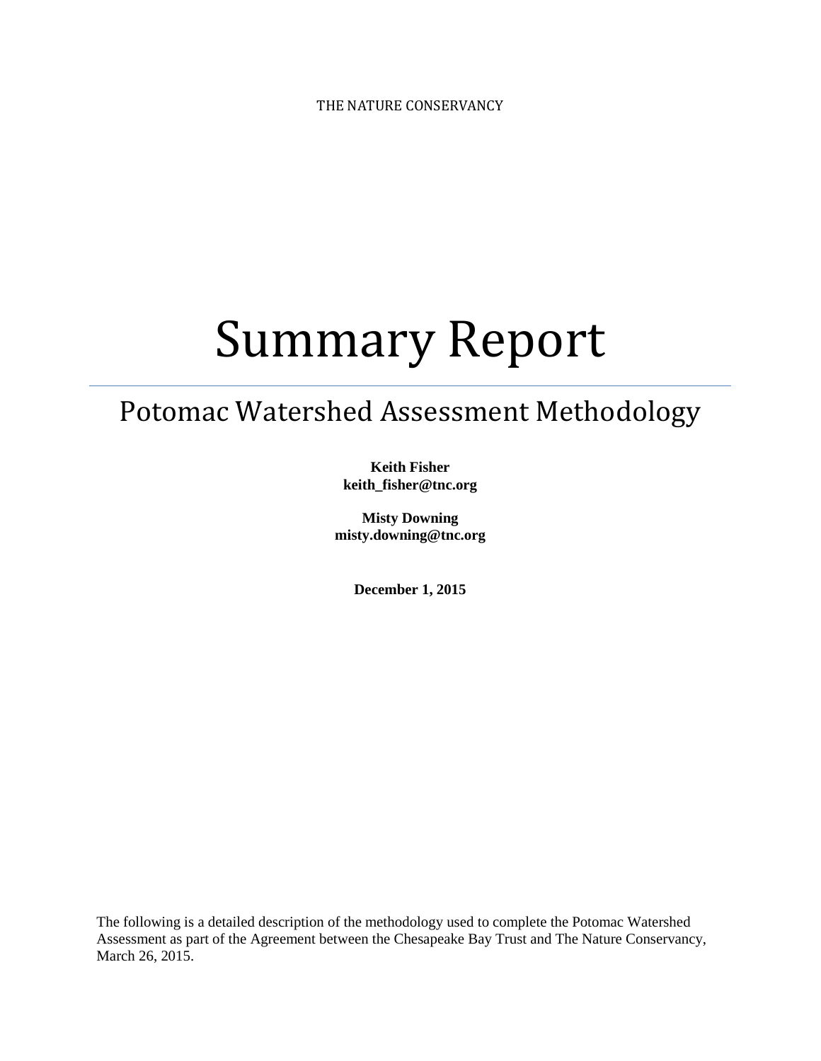THE NATURE CONSERVANCY

# Summary Report

## Potomac Watershed Assessment Methodology

**Keith Fisher**
**keith_fisher@tnc.org**

**Misty Downing**
**misty.downing@tnc.org**

**December 1, 2015**

The following is a detailed description of the methodology used to complete the Potomac Watershed Assessment as part of the Agreement between the Chesapeake Bay Trust and The Nature Conservancy, March 26, 2015.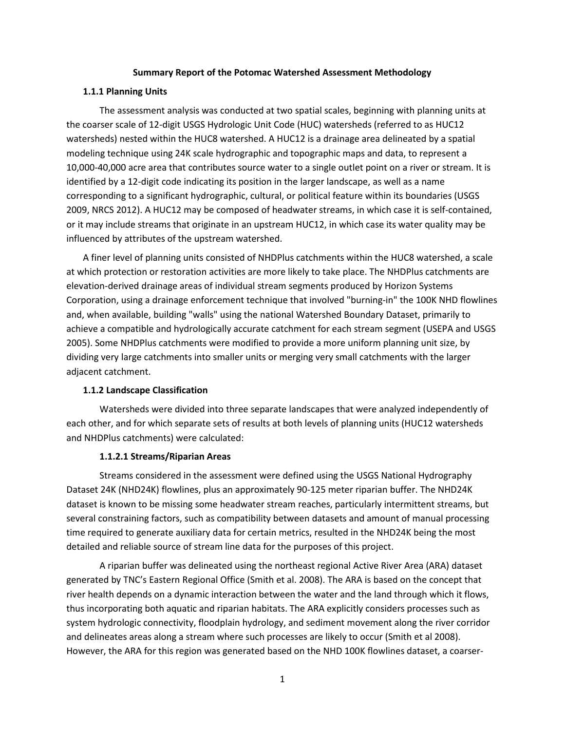**Summary Report of the Potomac Watershed Assessment Methodology**

### 1.1.1 Planning Units

The assessment analysis was conducted at two spatial scales, beginning with planning units at the coarser scale of 12-digit USGS Hydrologic Unit Code (HUC) watersheds (referred to as HUC12 watersheds) nested within the HUC8 watershed. A HUC12 is a drainage area delineated by a spatial modeling technique using 24K scale hydrographic and topographic maps and data, to represent a 10,000-40,000 acre area that contributes source water to a single outlet point on a river or stream. It is identified by a 12-digit code indicating its position in the larger landscape, as well as a name corresponding to a significant hydrographic, cultural, or political feature within its boundaries (USGS 2009, NRCS 2012). A HUC12 may be composed of headwater streams, in which case it is self-contained, or it may include streams that originate in an upstream HUC12, in which case its water quality may be influenced by attributes of the upstream watershed.

A finer level of planning units consisted of NHDPlus catchments within the HUC8 watershed, a scale at which protection or restoration activities are more likely to take place. The NHDPlus catchments are elevation-derived drainage areas of individual stream segments produced by Horizon Systems Corporation, using a drainage enforcement technique that involved "burning-in" the 100K NHD flowlines and, when available, building "walls" using the national Watershed Boundary Dataset, primarily to achieve a compatible and hydrologically accurate catchment for each stream segment (USEPA and USGS 2005). Some NHDPlus catchments were modified to provide a more uniform planning unit size, by dividing very large catchments into smaller units or merging very small catchments with the larger adjacent catchment.

### 1.1.2 Landscape Classification

Watersheds were divided into three separate landscapes that were analyzed independently of each other, and for which separate sets of results at both levels of planning units (HUC12 watersheds and NHDPlus catchments) were calculated:

#### 1.1.2.1 Streams/Riparian Areas

Streams considered in the assessment were defined using the USGS National Hydrography Dataset 24K (NHD24K) flowlines, plus an approximately 90-125 meter riparian buffer. The NHD24K dataset is known to be missing some headwater stream reaches, particularly intermittent streams, but several constraining factors, such as compatibility between datasets and amount of manual processing time required to generate auxiliary data for certain metrics, resulted in the NHD24K being the most detailed and reliable source of stream line data for the purposes of this project.

A riparian buffer was delineated using the northeast regional Active River Area (ARA) dataset generated by TNC's Eastern Regional Office (Smith et al. 2008). The ARA is based on the concept that river health depends on a dynamic interaction between the water and the land through which it flows, thus incorporating both aquatic and riparian habitats. The ARA explicitly considers processes such as system hydrologic connectivity, floodplain hydrology, and sediment movement along the river corridor and delineates areas along a stream where such processes are likely to occur (Smith et al 2008). However, the ARA for this region was generated based on the NHD 100K flowlines dataset, a coarser-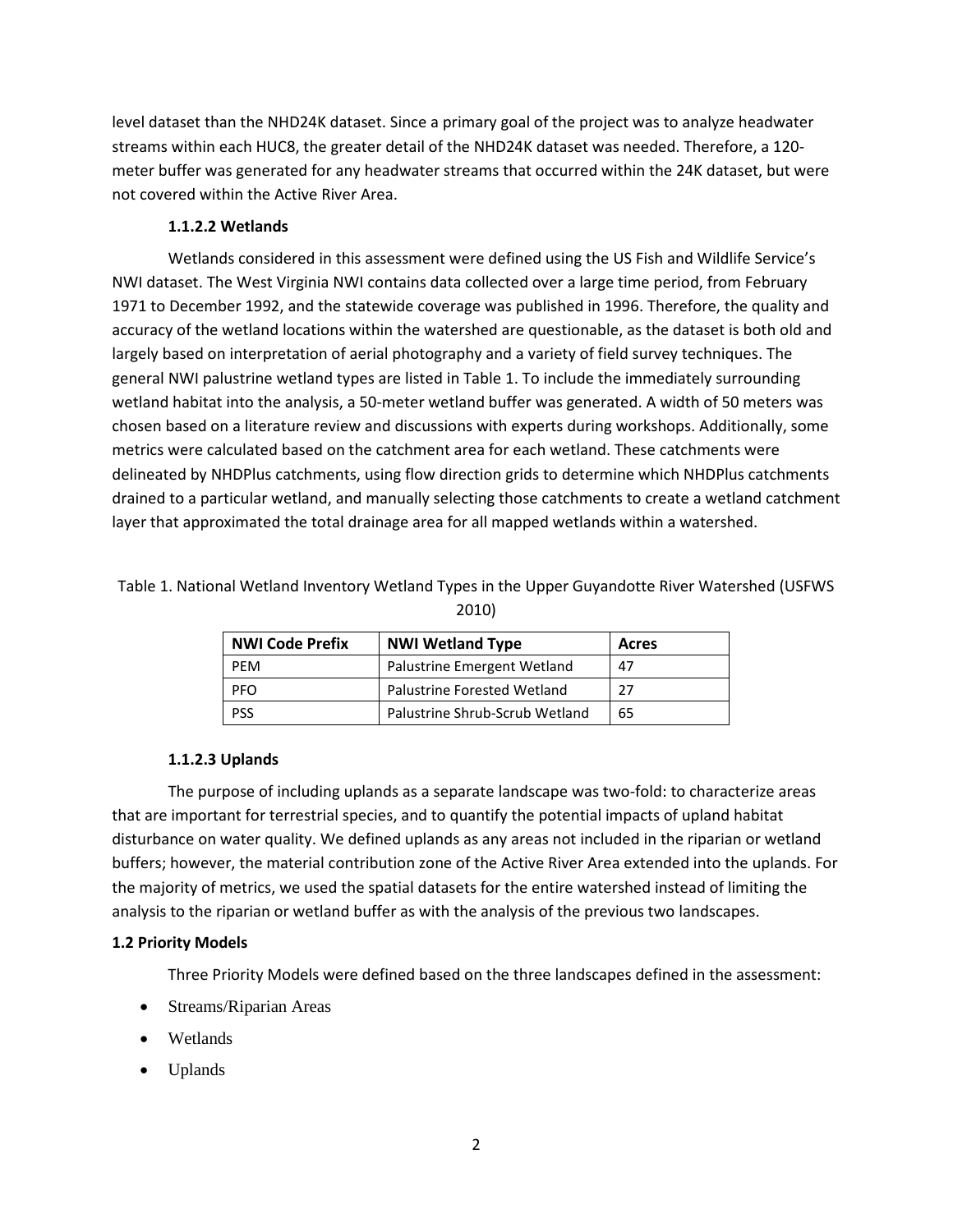level dataset than the NHD24K dataset. Since a primary goal of the project was to analyze headwater streams within each HUC8, the greater detail of the NHD24K dataset was needed. Therefore, a 120-meter buffer was generated for any headwater streams that occurred within the 24K dataset, but were not covered within the Active River Area.

#### 1.1.2.2 Wetlands

Wetlands considered in this assessment were defined using the US Fish and Wildlife Service's NWI dataset. The West Virginia NWI contains data collected over a large time period, from February 1971 to December 1992, and the statewide coverage was published in 1996. Therefore, the quality and accuracy of the wetland locations within the watershed are questionable, as the dataset is both old and largely based on interpretation of aerial photography and a variety of field survey techniques. The general NWI palustrine wetland types are listed in Table 1. To include the immediately surrounding wetland habitat into the analysis, a 50-meter wetland buffer was generated. A width of 50 meters was chosen based on a literature review and discussions with experts during workshops. Additionally, some metrics were calculated based on the catchment area for each wetland. These catchments were delineated by NHDPlus catchments, using flow direction grids to determine which NHDPlus catchments drained to a particular wetland, and manually selecting those catchments to create a wetland catchment layer that approximated the total drainage area for all mapped wetlands within a watershed.

Table 1. National Wetland Inventory Wetland Types in the Upper Guyandotte River Watershed (USFWS 2010)

| NWI Code Prefix | NWI Wetland Type | Acres |
|---|---|---|
| PEM | Palustrine Emergent Wetland | 47 |
| PFO | Palustrine Forested Wetland | 27 |
| PSS | Palustrine Shrub-Scrub Wetland | 65 |

#### 1.1.2.3 Uplands

The purpose of including uplands as a separate landscape was two-fold: to characterize areas that are important for terrestrial species, and to quantify the potential impacts of upland habitat disturbance on water quality. We defined uplands as any areas not included in the riparian or wetland buffers; however, the material contribution zone of the Active River Area extended into the uplands. For the majority of metrics, we used the spatial datasets for the entire watershed instead of limiting the analysis to the riparian or wetland buffer as with the analysis of the previous two landscapes.

### 1.2 Priority Models

Three Priority Models were defined based on the three landscapes defined in the assessment:

- Streams/Riparian Areas
- Wetlands
- Uplands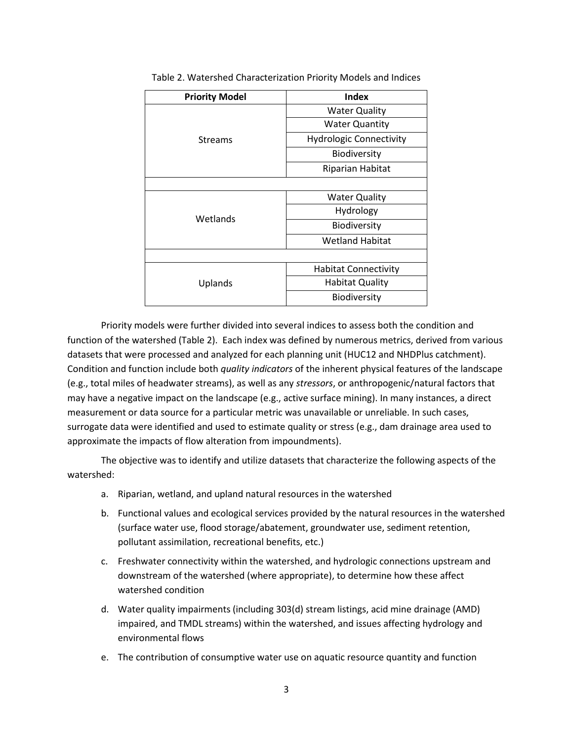Table 2. Watershed Characterization Priority Models and Indices

| Priority Model | Index |
|---|---|
| Streams | Water Quality |
| | Water Quantity |
| | Hydrologic Connectivity |
| | Biodiversity |
| | Riparian Habitat |
| | |
| Wetlands | Water Quality |
| | Hydrology |
| | Biodiversity |
| | Wetland Habitat |
| | |
| Uplands | Habitat Connectivity |
| | Habitat Quality |
| | Biodiversity |

Priority models were further divided into several indices to assess both the condition and function of the watershed (Table 2). Each index was defined by numerous metrics, derived from various datasets that were processed and analyzed for each planning unit (HUC12 and NHDPlus catchment). Condition and function include both *quality indicators* of the inherent physical features of the landscape (e.g., total miles of headwater streams), as well as any *stressors*, or anthropogenic/natural factors that may have a negative impact on the landscape (e.g., active surface mining). In many instances, a direct measurement or data source for a particular metric was unavailable or unreliable. In such cases, surrogate data were identified and used to estimate quality or stress (e.g., dam drainage area used to approximate the impacts of flow alteration from impoundments).

The objective was to identify and utilize datasets that characterize the following aspects of the watershed:

a. Riparian, wetland, and upland natural resources in the watershed

b. Functional values and ecological services provided by the natural resources in the watershed (surface water use, flood storage/abatement, groundwater use, sediment retention, pollutant assimilation, recreational benefits, etc.)

c. Freshwater connectivity within the watershed, and hydrologic connections upstream and downstream of the watershed (where appropriate), to determine how these affect watershed condition

d. Water quality impairments (including 303(d) stream listings, acid mine drainage (AMD) impaired, and TMDL streams) within the watershed, and issues affecting hydrology and environmental flows

e. The contribution of consumptive water use on aquatic resource quantity and function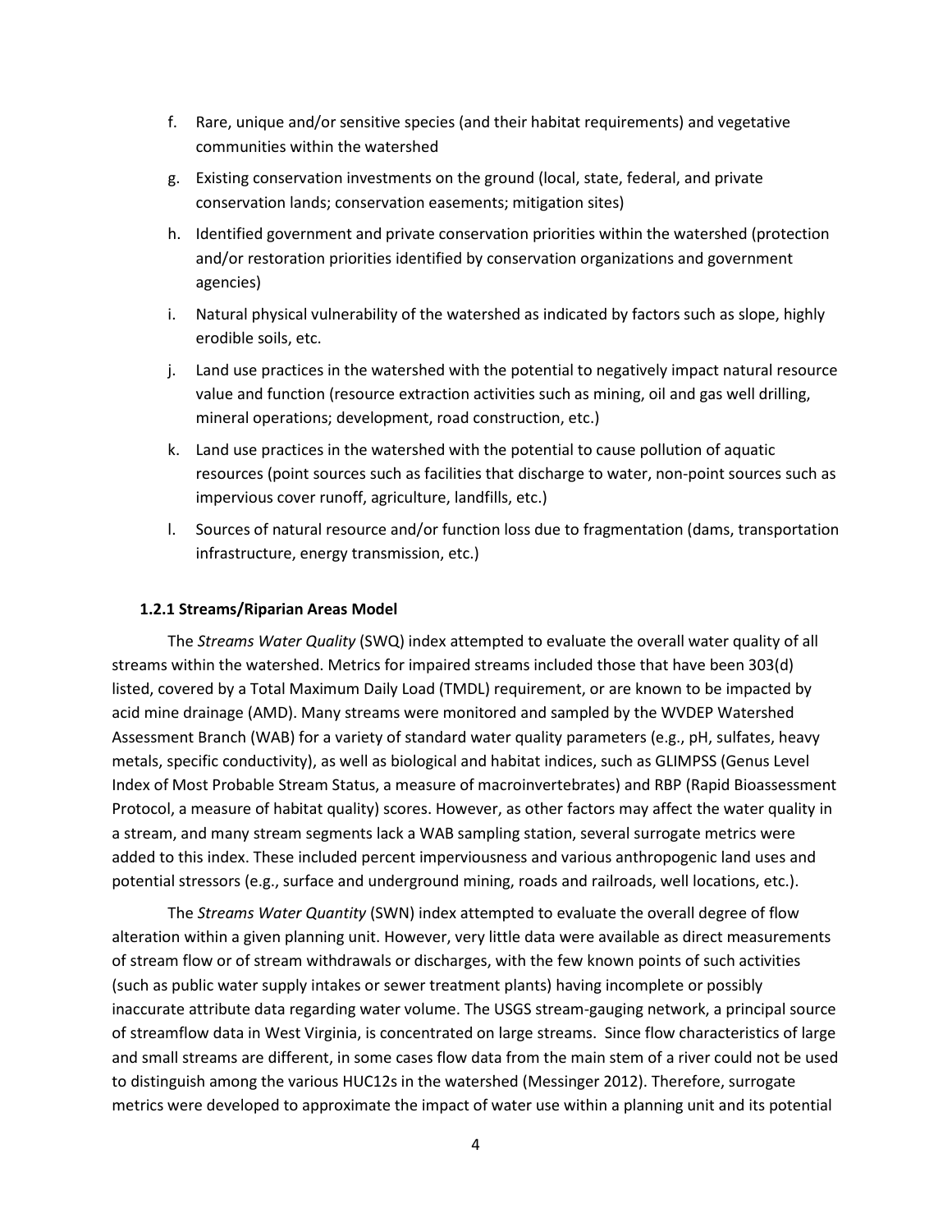f. Rare, unique and/or sensitive species (and their habitat requirements) and vegetative communities within the watershed
g. Existing conservation investments on the ground (local, state, federal, and private conservation lands; conservation easements; mitigation sites)
h. Identified government and private conservation priorities within the watershed (protection and/or restoration priorities identified by conservation organizations and government agencies)
i. Natural physical vulnerability of the watershed as indicated by factors such as slope, highly erodible soils, etc.
j. Land use practices in the watershed with the potential to negatively impact natural resource value and function (resource extraction activities such as mining, oil and gas well drilling, mineral operations; development, road construction, etc.)
k. Land use practices in the watershed with the potential to cause pollution of aquatic resources (point sources such as facilities that discharge to water, non-point sources such as impervious cover runoff, agriculture, landfills, etc.)
l. Sources of natural resource and/or function loss due to fragmentation (dams, transportation infrastructure, energy transmission, etc.)

### 1.2.1 Streams/Riparian Areas Model

The *Streams Water Quality* (SWQ) index attempted to evaluate the overall water quality of all streams within the watershed. Metrics for impaired streams included those that have been 303(d) listed, covered by a Total Maximum Daily Load (TMDL) requirement, or are known to be impacted by acid mine drainage (AMD). Many streams were monitored and sampled by the WVDEP Watershed Assessment Branch (WAB) for a variety of standard water quality parameters (e.g., pH, sulfates, heavy metals, specific conductivity), as well as biological and habitat indices, such as GLIMPSS (Genus Level Index of Most Probable Stream Status, a measure of macroinvertebrates) and RBP (Rapid Bioassessment Protocol, a measure of habitat quality) scores. However, as other factors may affect the water quality in a stream, and many stream segments lack a WAB sampling station, several surrogate metrics were added to this index. These included percent imperviousness and various anthropogenic land uses and potential stressors (e.g., surface and underground mining, roads and railroads, well locations, etc.).

The *Streams Water Quantity* (SWN) index attempted to evaluate the overall degree of flow alteration within a given planning unit. However, very little data were available as direct measurements of stream flow or of stream withdrawals or discharges, with the few known points of such activities (such as public water supply intakes or sewer treatment plants) having incomplete or possibly inaccurate attribute data regarding water volume. The USGS stream-gauging network, a principal source of streamflow data in West Virginia, is concentrated on large streams. Since flow characteristics of large and small streams are different, in some cases flow data from the main stem of a river could not be used to distinguish among the various HUC12s in the watershed (Messinger 2012). Therefore, surrogate metrics were developed to approximate the impact of water use within a planning unit and its potential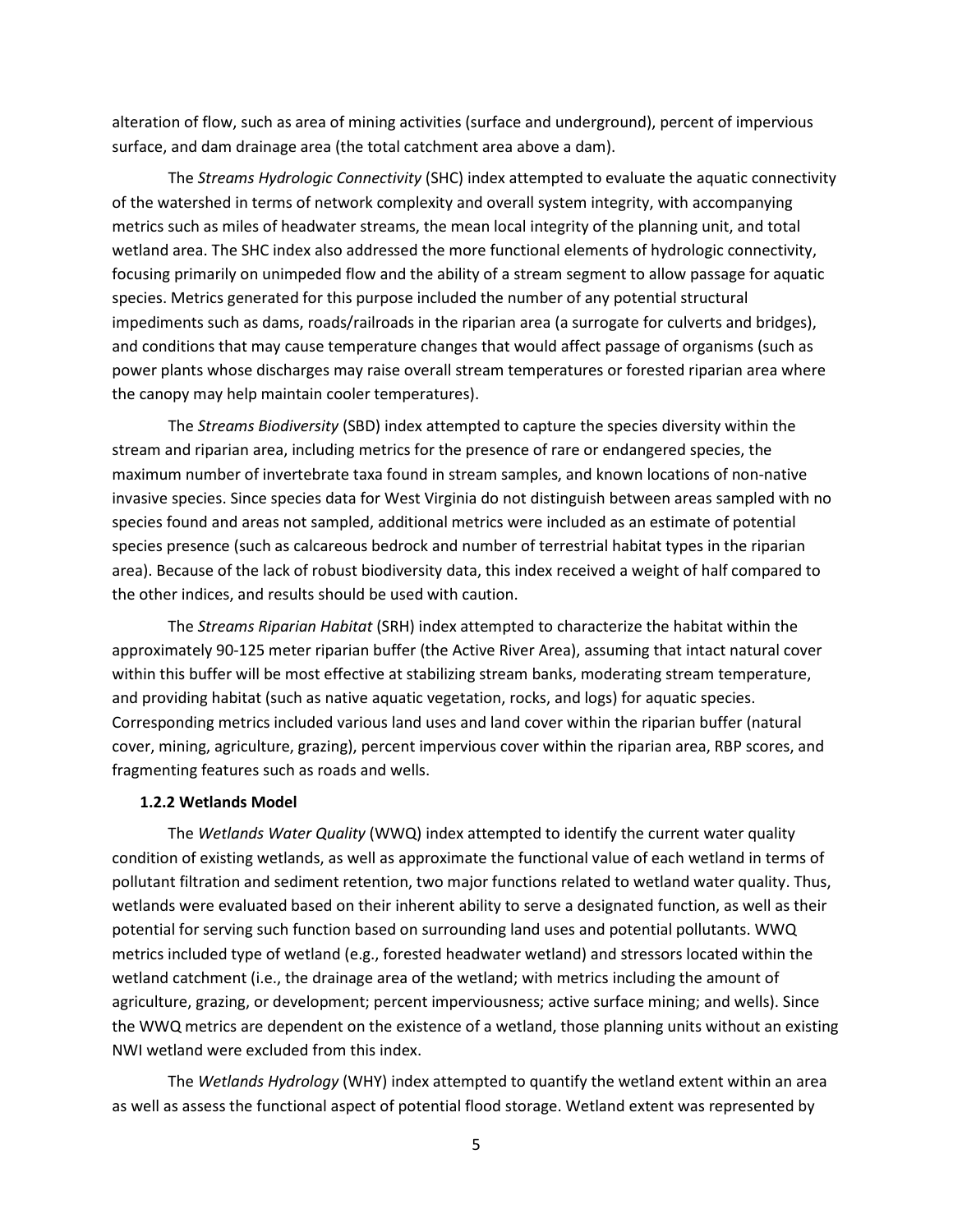alteration of flow, such as area of mining activities (surface and underground), percent of impervious surface, and dam drainage area (the total catchment area above a dam).

The *Streams Hydrologic Connectivity* (SHC) index attempted to evaluate the aquatic connectivity of the watershed in terms of network complexity and overall system integrity, with accompanying metrics such as miles of headwater streams, the mean local integrity of the planning unit, and total wetland area. The SHC index also addressed the more functional elements of hydrologic connectivity, focusing primarily on unimpeded flow and the ability of a stream segment to allow passage for aquatic species. Metrics generated for this purpose included the number of any potential structural impediments such as dams, roads/railroads in the riparian area (a surrogate for culverts and bridges), and conditions that may cause temperature changes that would affect passage of organisms (such as power plants whose discharges may raise overall stream temperatures or forested riparian area where the canopy may help maintain cooler temperatures).

The *Streams Biodiversity* (SBD) index attempted to capture the species diversity within the stream and riparian area, including metrics for the presence of rare or endangered species, the maximum number of invertebrate taxa found in stream samples, and known locations of non-native invasive species. Since species data for West Virginia do not distinguish between areas sampled with no species found and areas not sampled, additional metrics were included as an estimate of potential species presence (such as calcareous bedrock and number of terrestrial habitat types in the riparian area). Because of the lack of robust biodiversity data, this index received a weight of half compared to the other indices, and results should be used with caution.

The *Streams Riparian Habitat* (SRH) index attempted to characterize the habitat within the approximately 90-125 meter riparian buffer (the Active River Area), assuming that intact natural cover within this buffer will be most effective at stabilizing stream banks, moderating stream temperature, and providing habitat (such as native aquatic vegetation, rocks, and logs) for aquatic species. Corresponding metrics included various land uses and land cover within the riparian buffer (natural cover, mining, agriculture, grazing), percent impervious cover within the riparian area, RBP scores, and fragmenting features such as roads and wells.

### 1.2.2 Wetlands Model

The *Wetlands Water Quality* (WWQ) index attempted to identify the current water quality condition of existing wetlands, as well as approximate the functional value of each wetland in terms of pollutant filtration and sediment retention, two major functions related to wetland water quality. Thus, wetlands were evaluated based on their inherent ability to serve a designated function, as well as their potential for serving such function based on surrounding land uses and potential pollutants. WWQ metrics included type of wetland (e.g., forested headwater wetland) and stressors located within the wetland catchment (i.e., the drainage area of the wetland; with metrics including the amount of agriculture, grazing, or development; percent imperviousness; active surface mining; and wells). Since the WWQ metrics are dependent on the existence of a wetland, those planning units without an existing NWI wetland were excluded from this index.

The *Wetlands Hydrology* (WHY) index attempted to quantify the wetland extent within an area as well as assess the functional aspect of potential flood storage. Wetland extent was represented by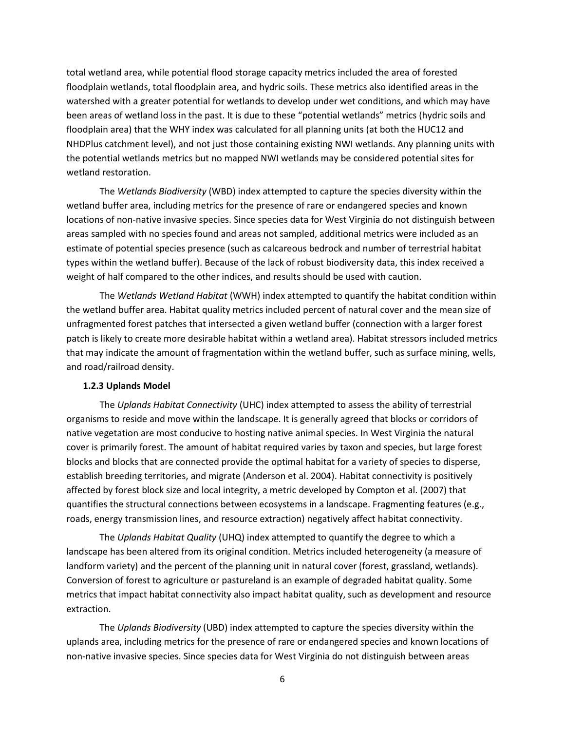total wetland area, while potential flood storage capacity metrics included the area of forested floodplain wetlands, total floodplain area, and hydric soils. These metrics also identified areas in the watershed with a greater potential for wetlands to develop under wet conditions, and which may have been areas of wetland loss in the past. It is due to these "potential wetlands" metrics (hydric soils and floodplain area) that the WHY index was calculated for all planning units (at both the HUC12 and NHDPlus catchment level), and not just those containing existing NWI wetlands. Any planning units with the potential wetlands metrics but no mapped NWI wetlands may be considered potential sites for wetland restoration.

The *Wetlands Biodiversity* (WBD) index attempted to capture the species diversity within the wetland buffer area, including metrics for the presence of rare or endangered species and known locations of non-native invasive species. Since species data for West Virginia do not distinguish between areas sampled with no species found and areas not sampled, additional metrics were included as an estimate of potential species presence (such as calcareous bedrock and number of terrestrial habitat types within the wetland buffer). Because of the lack of robust biodiversity data, this index received a weight of half compared to the other indices, and results should be used with caution.

The *Wetlands Wetland Habitat* (WWH) index attempted to quantify the habitat condition within the wetland buffer area. Habitat quality metrics included percent of natural cover and the mean size of unfragmented forest patches that intersected a given wetland buffer (connection with a larger forest patch is likely to create more desirable habitat within a wetland area). Habitat stressors included metrics that may indicate the amount of fragmentation within the wetland buffer, such as surface mining, wells, and road/railroad density.

### 1.2.3 Uplands Model

The *Uplands Habitat Connectivity* (UHC) index attempted to assess the ability of terrestrial organisms to reside and move within the landscape. It is generally agreed that blocks or corridors of native vegetation are most conducive to hosting native animal species. In West Virginia the natural cover is primarily forest. The amount of habitat required varies by taxon and species, but large forest blocks and blocks that are connected provide the optimal habitat for a variety of species to disperse, establish breeding territories, and migrate (Anderson et al. 2004). Habitat connectivity is positively affected by forest block size and local integrity, a metric developed by Compton et al. (2007) that quantifies the structural connections between ecosystems in a landscape. Fragmenting features (e.g., roads, energy transmission lines, and resource extraction) negatively affect habitat connectivity.

The *Uplands Habitat Quality* (UHQ) index attempted to quantify the degree to which a landscape has been altered from its original condition. Metrics included heterogeneity (a measure of landform variety) and the percent of the planning unit in natural cover (forest, grassland, wetlands). Conversion of forest to agriculture or pastureland is an example of degraded habitat quality. Some metrics that impact habitat connectivity also impact habitat quality, such as development and resource extraction.

The *Uplands Biodiversity* (UBD) index attempted to capture the species diversity within the uplands area, including metrics for the presence of rare or endangered species and known locations of non-native invasive species. Since species data for West Virginia do not distinguish between areas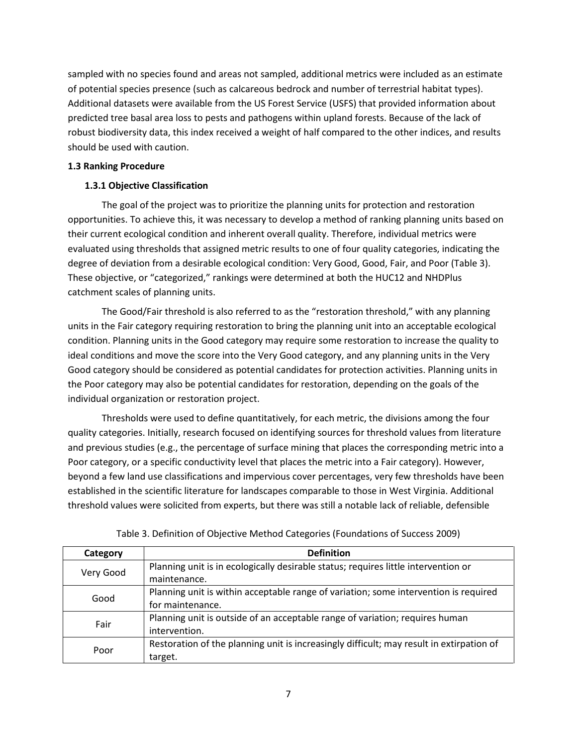sampled with no species found and areas not sampled, additional metrics were included as an estimate of potential species presence (such as calcareous bedrock and number of terrestrial habitat types). Additional datasets were available from the US Forest Service (USFS) that provided information about predicted tree basal area loss to pests and pathogens within upland forests. Because of the lack of robust biodiversity data, this index received a weight of half compared to the other indices, and results should be used with caution.

## 1.3 Ranking Procedure

### 1.3.1 Objective Classification

The goal of the project was to prioritize the planning units for protection and restoration opportunities. To achieve this, it was necessary to develop a method of ranking planning units based on their current ecological condition and inherent overall quality. Therefore, individual metrics were evaluated using thresholds that assigned metric results to one of four quality categories, indicating the degree of deviation from a desirable ecological condition: Very Good, Good, Fair, and Poor (Table 3). These objective, or "categorized," rankings were determined at both the HUC12 and NHDPlus catchment scales of planning units.

The Good/Fair threshold is also referred to as the "restoration threshold," with any planning units in the Fair category requiring restoration to bring the planning unit into an acceptable ecological condition. Planning units in the Good category may require some restoration to increase the quality to ideal conditions and move the score into the Very Good category, and any planning units in the Very Good category should be considered as potential candidates for protection activities. Planning units in the Poor category may also be potential candidates for restoration, depending on the goals of the individual organization or restoration project.

Thresholds were used to define quantitatively, for each metric, the divisions among the four quality categories. Initially, research focused on identifying sources for threshold values from literature and previous studies (e.g., the percentage of surface mining that places the corresponding metric into a Poor category, or a specific conductivity level that places the metric into a Fair category). However, beyond a few land use classifications and impervious cover percentages, very few thresholds have been established in the scientific literature for landscapes comparable to those in West Virginia. Additional threshold values were solicited from experts, but there was still a notable lack of reliable, defensible

Table 3. Definition of Objective Method Categories (Foundations of Success 2009)

| Category | Definition |
|---|---|
| Very Good | Planning unit is in ecologically desirable status; requires little intervention or maintenance. |
| Good | Planning unit is within acceptable range of variation; some intervention is required for maintenance. |
| Fair | Planning unit is outside of an acceptable range of variation; requires human intervention. |
| Poor | Restoration of the planning unit is increasingly difficult; may result in extirpation of target. |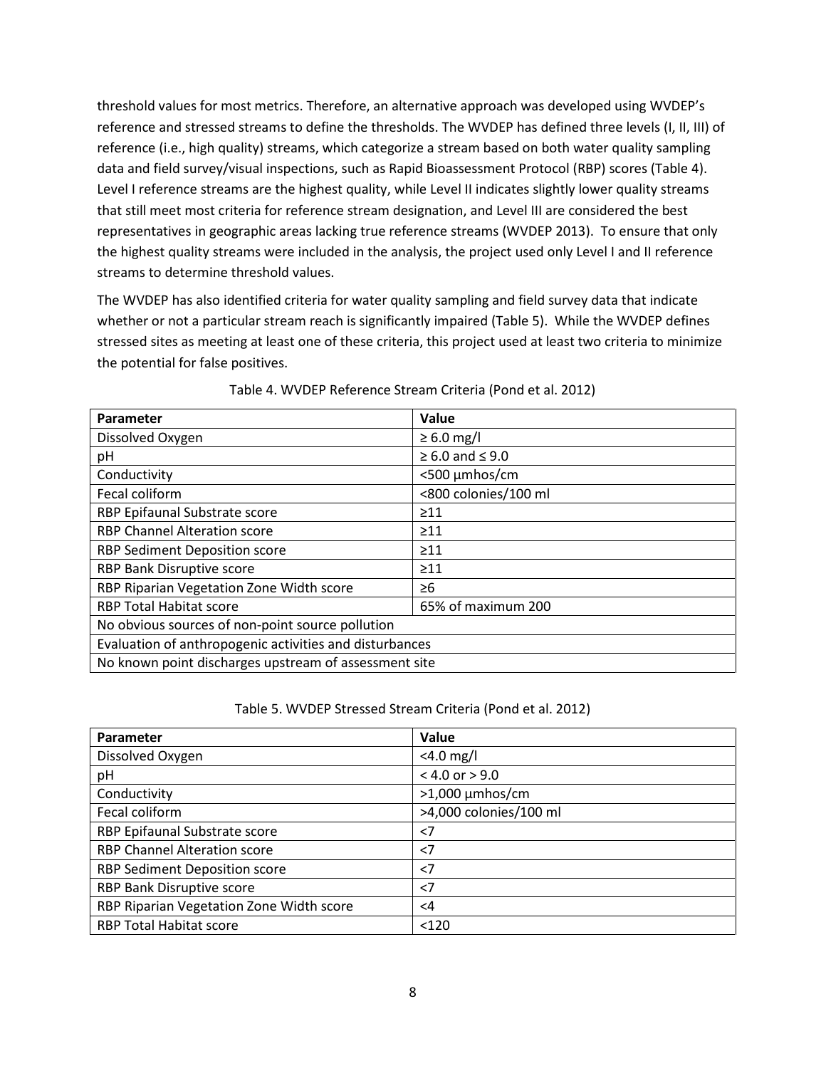threshold values for most metrics. Therefore, an alternative approach was developed using WVDEP's reference and stressed streams to define the thresholds. The WVDEP has defined three levels (I, II, III) of reference (i.e., high quality) streams, which categorize a stream based on both water quality sampling data and field survey/visual inspections, such as Rapid Bioassessment Protocol (RBP) scores (Table 4). Level I reference streams are the highest quality, while Level II indicates slightly lower quality streams that still meet most criteria for reference stream designation, and Level III are considered the best representatives in geographic areas lacking true reference streams (WVDEP 2013). To ensure that only the highest quality streams were included in the analysis, the project used only Level I and II reference streams to determine threshold values.

The WVDEP has also identified criteria for water quality sampling and field survey data that indicate whether or not a particular stream reach is significantly impaired (Table 5). While the WVDEP defines stressed sites as meeting at least one of these criteria, this project used at least two criteria to minimize the potential for false positives.

Table 4. WVDEP Reference Stream Criteria (Pond et al. 2012)

| Parameter | Value |
|---|---|
| Dissolved Oxygen | ≥ 6.0 mg/l |
| pH | ≥ 6.0 and ≤ 9.0 |
| Conductivity | <500 μmhos/cm |
| Fecal coliform | <800 colonies/100 ml |
| RBP Epifaunal Substrate score | ≥11 |
| RBP Channel Alteration score | ≥11 |
| RBP Sediment Deposition score | ≥11 |
| RBP Bank Disruptive score | ≥11 |
| RBP Riparian Vegetation Zone Width score | ≥6 |
| RBP Total Habitat score | 65% of maximum 200 |
| No obvious sources of non-point source pollution | |
| Evaluation of anthropogenic activities and disturbances | |
| No known point discharges upstream of assessment site | |

Table 5. WVDEP Stressed Stream Criteria (Pond et al. 2012)

| Parameter | Value |
|---|---|
| Dissolved Oxygen | <4.0 mg/l |
| pH | < 4.0 or > 9.0 |
| Conductivity | >1,000 μmhos/cm |
| Fecal coliform | >4,000 colonies/100 ml |
| RBP Epifaunal Substrate score | <7 |
| RBP Channel Alteration score | <7 |
| RBP Sediment Deposition score | <7 |
| RBP Bank Disruptive score | <7 |
| RBP Riparian Vegetation Zone Width score | <4 |
| RBP Total Habitat score | <120 |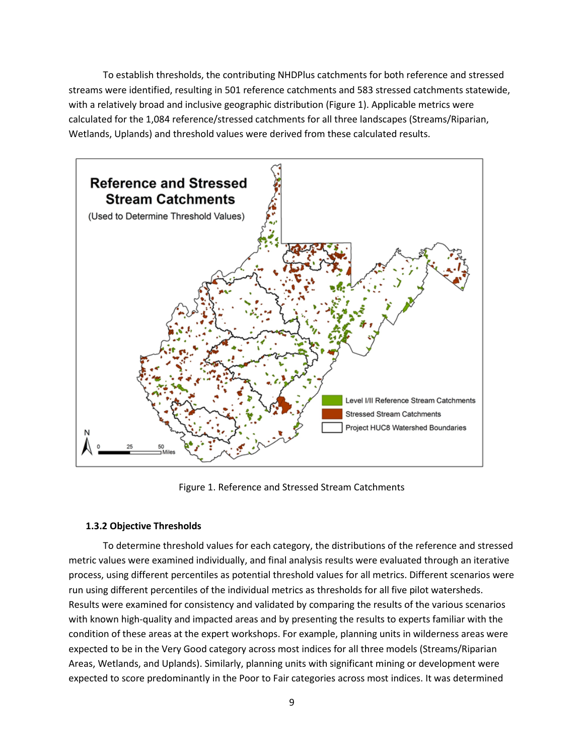To establish thresholds, the contributing NHDPlus catchments for both reference and stressed streams were identified, resulting in 501 reference catchments and 583 stressed catchments statewide, with a relatively broad and inclusive geographic distribution (Figure 1). Applicable metrics were calculated for the 1,084 reference/stressed catchments for all three landscapes (Streams/Riparian, Wetlands, Uplands) and threshold values were derived from these calculated results.

Reference and Stressed Stream Catchments

(Used to Determine Threshold Values)

Level I/II Reference Stream Catchments

Stressed Stream Catchments

Project HUC8 Watershed Boundaries

N

0 25 50 Miles

Figure 1. Reference and Stressed Stream Catchments

### 1.3.2 Objective Thresholds

To determine threshold values for each category, the distributions of the reference and stressed metric values were examined individually, and final analysis results were evaluated through an iterative process, using different percentiles as potential threshold values for all metrics. Different scenarios were run using different percentiles of the individual metrics as thresholds for all five pilot watersheds. Results were examined for consistency and validated by comparing the results of the various scenarios with known high-quality and impacted areas and by presenting the results to experts familiar with the condition of these areas at the expert workshops. For example, planning units in wilderness areas were expected to be in the Very Good category across most indices for all three models (Streams/Riparian Areas, Wetlands, and Uplands). Similarly, planning units with significant mining or development were expected to score predominantly in the Poor to Fair categories across most indices. It was determined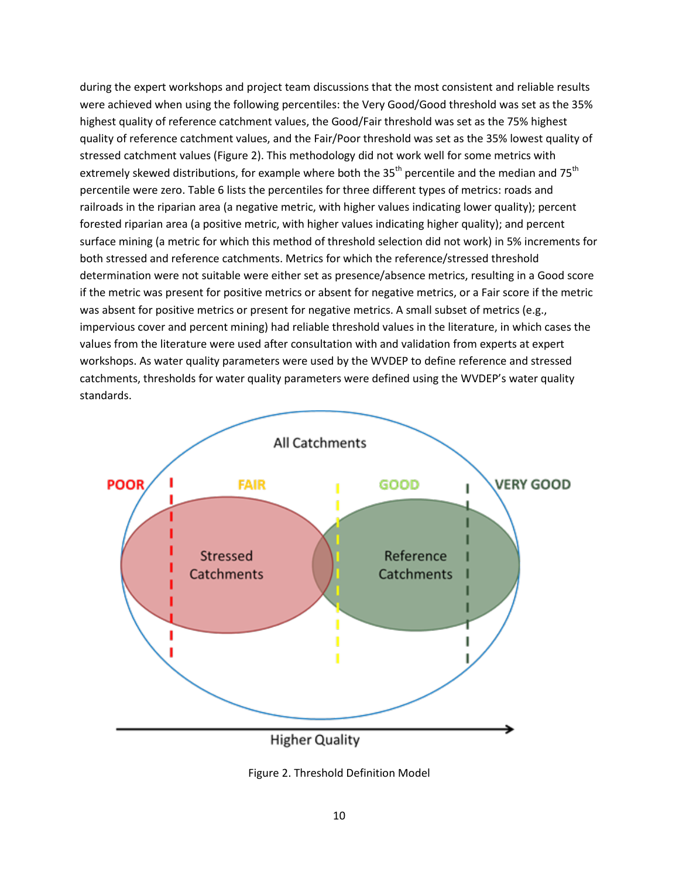during the expert workshops and project team discussions that the most consistent and reliable results were achieved when using the following percentiles: the Very Good/Good threshold was set as the 35% highest quality of reference catchment values, the Good/Fair threshold was set as the 75% highest quality of reference catchment values, and the Fair/Poor threshold was set as the 35% lowest quality of stressed catchment values (Figure 2). This methodology did not work well for some metrics with extremely skewed distributions, for example where both the 35th percentile and the median and 75th percentile were zero. Table 6 lists the percentiles for three different types of metrics: roads and railroads in the riparian area (a negative metric, with higher values indicating lower quality); percent forested riparian area (a positive metric, with higher values indicating higher quality); and percent surface mining (a metric for which this method of threshold selection did not work) in 5% increments for both stressed and reference catchments. Metrics for which the reference/stressed threshold determination were not suitable were either set as presence/absence metrics, resulting in a Good score if the metric was present for positive metrics or absent for negative metrics, or a Fair score if the metric was absent for positive metrics or present for negative metrics. A small subset of metrics (e.g., impervious cover and percent mining) had reliable threshold values in the literature, in which cases the values from the literature were used after consultation with and validation from experts at expert workshops. As water quality parameters were used by the WVDEP to define reference and stressed catchments, thresholds for water quality parameters were defined using the WVDEP's water quality standards.

All Catchments

POOR

FAIR

GOOD

VERY GOOD

Stressed Catchments

Reference Catchments

Higher Quality

Figure 2. Threshold Definition Model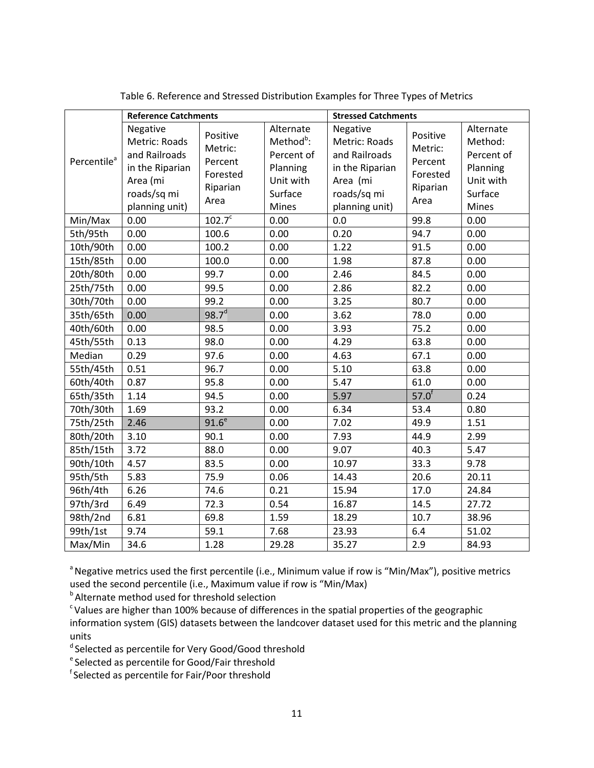Table 6. Reference and Stressed Distribution Examples for Three Types of Metrics

| Percentile[a] | Reference Catchments | | | Stressed Catchments | | |
|---|---|---|---|---|---|---|
| | Negative Metric: Roads and Railroads in the Riparian Area (mi roads/sq mi planning unit) | Positive Metric: Percent Forested Riparian Area | Alternate Method[b]: Percent of Planning Unit with Surface Mines | Negative Metric: Roads and Railroads in the Riparian Area (mi roads/sq mi planning unit) | Positive Metric: Percent Forested Riparian Area | Alternate Method: Percent of Planning Unit with Surface Mines |
| Min/Max | 0.00 | 102.7[c] | 0.00 | 0.0 | 99.8 | 0.00 |
| 5th/95th | 0.00 | 100.6 | 0.00 | 0.20 | 94.7 | 0.00 |
| 10th/90th | 0.00 | 100.2 | 0.00 | 1.22 | 91.5 | 0.00 |
| 15th/85th | 0.00 | 100.0 | 0.00 | 1.98 | 87.8 | 0.00 |
| 20th/80th | 0.00 | 99.7 | 0.00 | 2.46 | 84.5 | 0.00 |
| 25th/75th | 0.00 | 99.5 | 0.00 | 2.86 | 82.2 | 0.00 |
| 30th/70th | 0.00 | 99.2 | 0.00 | 3.25 | 80.7 | 0.00 |
| 35th/65th | 0.00 | 98.7[d] | 0.00 | 3.62 | 78.0 | 0.00 |
| 40th/60th | 0.00 | 98.5 | 0.00 | 3.93 | 75.2 | 0.00 |
| 45th/55th | 0.13 | 98.0 | 0.00 | 4.29 | 63.8 | 0.00 |
| Median | 0.29 | 97.6 | 0.00 | 4.63 | 67.1 | 0.00 |
| 55th/45th | 0.51 | 96.7 | 0.00 | 5.10 | 63.8 | 0.00 |
| 60th/40th | 0.87 | 95.8 | 0.00 | 5.47 | 61.0 | 0.00 |
| 65th/35th | 1.14 | 94.5 | 0.00 | 5.97 | 57.0[f] | 0.24 |
| 70th/30th | 1.69 | 93.2 | 0.00 | 6.34 | 53.4 | 0.80 |
| 75th/25th | 2.46 | 91.6[e] | 0.00 | 7.02 | 49.9 | 1.51 |
| 80th/20th | 3.10 | 90.1 | 0.00 | 7.93 | 44.9 | 2.99 |
| 85th/15th | 3.72 | 88.0 | 0.00 | 9.07 | 40.3 | 5.47 |
| 90th/10th | 4.57 | 83.5 | 0.00 | 10.97 | 33.3 | 9.78 |
| 95th/5th | 5.83 | 75.9 | 0.06 | 14.43 | 20.6 | 20.11 |
| 96th/4th | 6.26 | 74.6 | 0.21 | 15.94 | 17.0 | 24.84 |
| 97th/3rd | 6.49 | 72.3 | 0.54 | 16.87 | 14.5 | 27.72 |
| 98th/2nd | 6.81 | 69.8 | 1.59 | 18.29 | 10.7 | 38.96 |
| 99th/1st | 9.74 | 59.1 | 7.68 | 23.93 | 6.4 | 51.02 |
| Max/Min | 34.6 | 1.28 | 29.28 | 35.27 | 2.9 | 84.93 |

[a] Negative metrics used the first percentile (i.e., Minimum value if row is "Min/Max"), positive metrics used the second percentile (i.e., Maximum value if row is "Min/Max)

[b] Alternate method used for threshold selection

[c] Values are higher than 100% because of differences in the spatial properties of the geographic information system (GIS) datasets between the landcover dataset used for this metric and the planning units

[d] Selected as percentile for Very Good/Good threshold

[e] Selected as percentile for Good/Fair threshold

[f] Selected as percentile for Fair/Poor threshold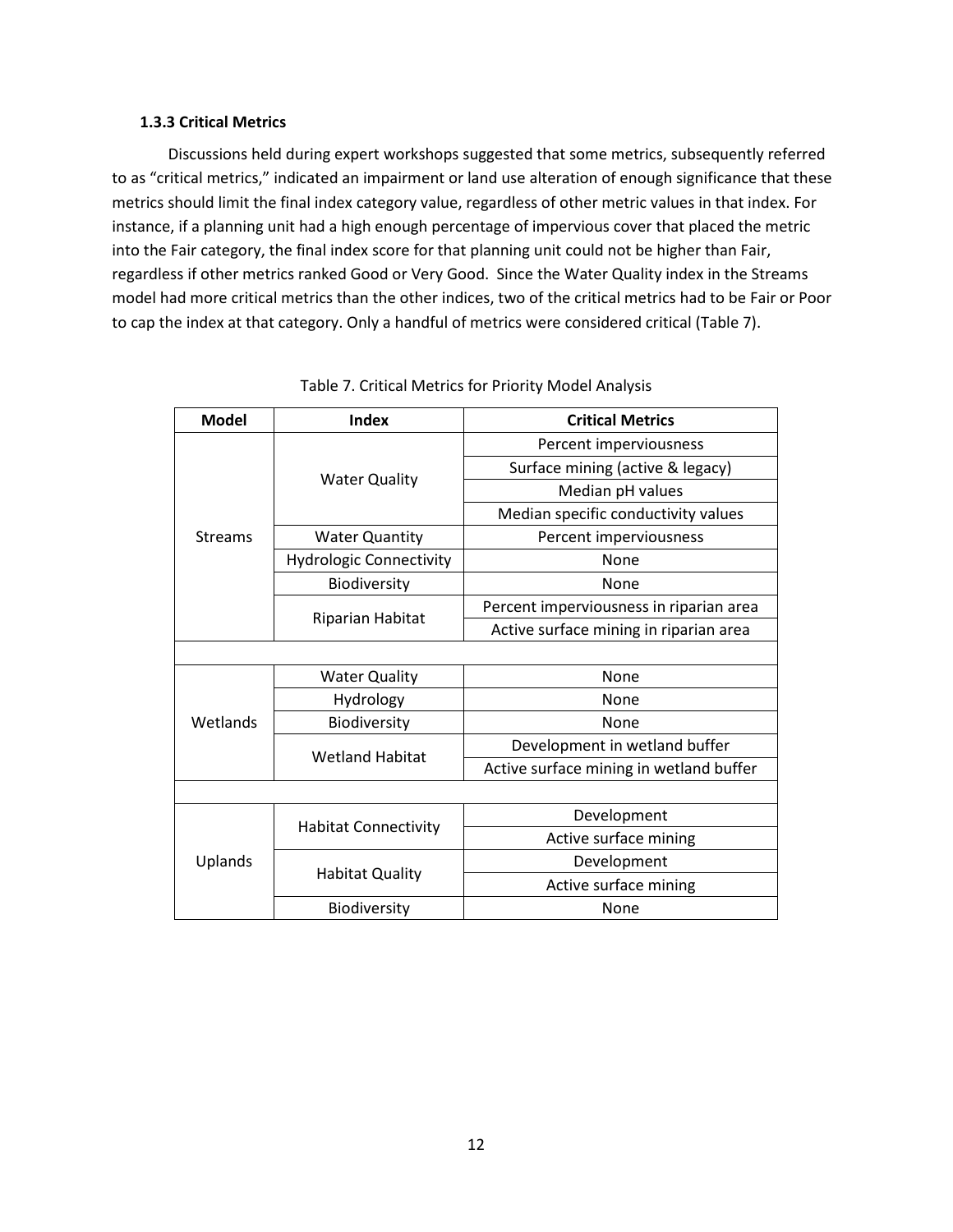### 1.3.3 Critical Metrics

Discussions held during expert workshops suggested that some metrics, subsequently referred to as "critical metrics," indicated an impairment or land use alteration of enough significance that these metrics should limit the final index category value, regardless of other metric values in that index. For instance, if a planning unit had a high enough percentage of impervious cover that placed the metric into the Fair category, the final index score for that planning unit could not be higher than Fair, regardless if other metrics ranked Good or Very Good. Since the Water Quality index in the Streams model had more critical metrics than the other indices, two of the critical metrics had to be Fair or Poor to cap the index at that category. Only a handful of metrics were considered critical (Table 7).

Table 7. Critical Metrics for Priority Model Analysis

| Model | Index | Critical Metrics |
|---|---|---|
| Streams | Water Quality | Percent imperviousness |
| | | Surface mining (active & legacy) |
| | | Median pH values |
| | | Median specific conductivity values |
| | Water Quantity | Percent imperviousness |
| | Hydrologic Connectivity | None |
| | Biodiversity | None |
| | Riparian Habitat | Percent imperviousness in riparian area |
| | | Active surface mining in riparian area |
| | | |
| Wetlands | Water Quality | None |
| | Hydrology | None |
| | Biodiversity | None |
| | Wetland Habitat | Development in wetland buffer |
| | | Active surface mining in wetland buffer |
| | | |
| Uplands | Habitat Connectivity | Development |
| | | Active surface mining |
| | Habitat Quality | Development |
| | | Active surface mining |
| | Biodiversity | None |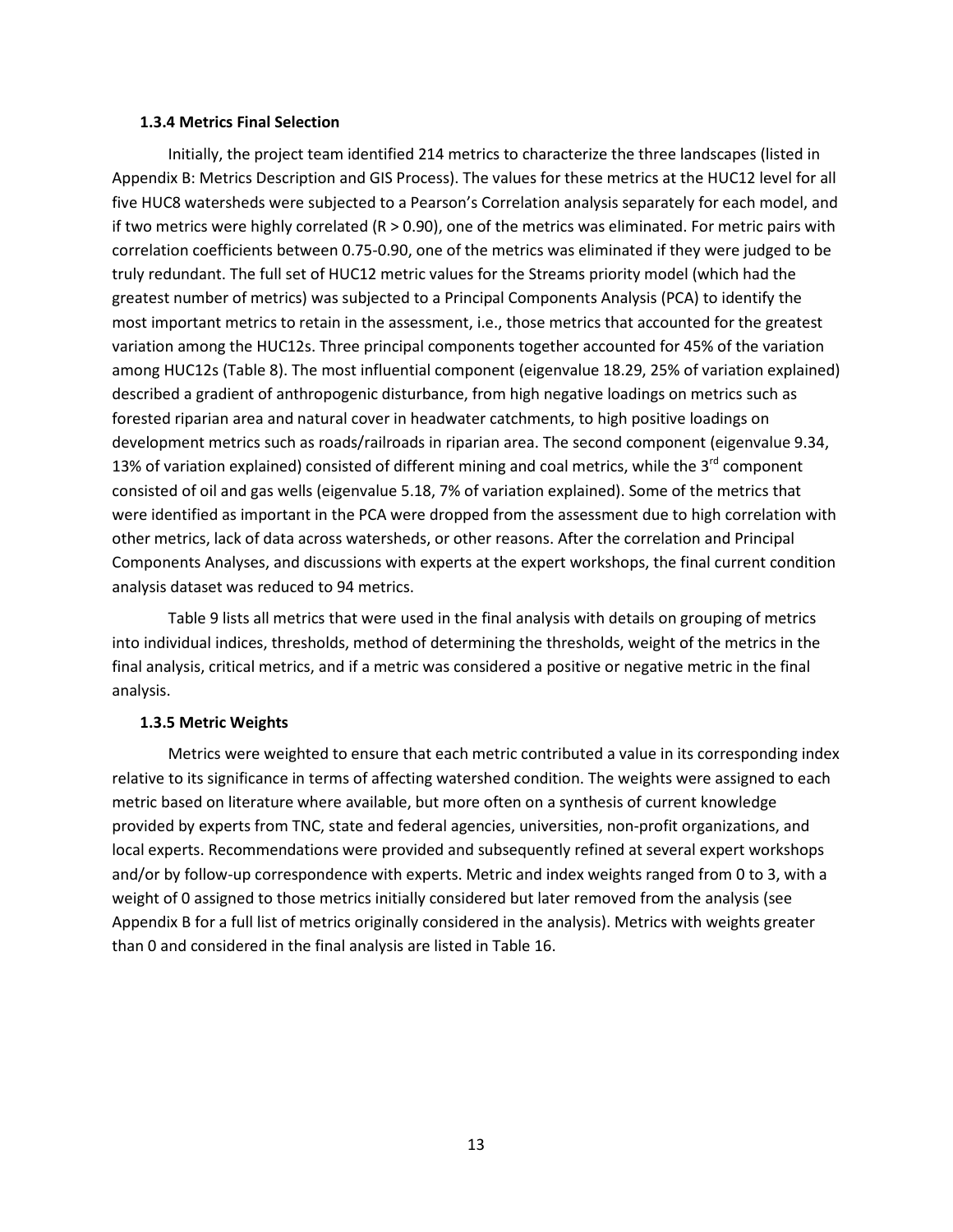### 1.3.4 Metrics Final Selection

Initially, the project team identified 214 metrics to characterize the three landscapes (listed in Appendix B: Metrics Description and GIS Process). The values for these metrics at the HUC12 level for all five HUC8 watersheds were subjected to a Pearson's Correlation analysis separately for each model, and if two metrics were highly correlated ($R > 0.90$), one of the metrics was eliminated. For metric pairs with correlation coefficients between 0.75-0.90, one of the metrics was eliminated if they were judged to be truly redundant. The full set of HUC12 metric values for the Streams priority model (which had the greatest number of metrics) was subjected to a Principal Components Analysis (PCA) to identify the most important metrics to retain in the assessment, i.e., those metrics that accounted for the greatest variation among the HUC12s. Three principal components together accounted for 45% of the variation among HUC12s (Table 8). The most influential component (eigenvalue 18.29, 25% of variation explained) described a gradient of anthropogenic disturbance, from high negative loadings on metrics such as forested riparian area and natural cover in headwater catchments, to high positive loadings on development metrics such as roads/railroads in riparian area. The second component (eigenvalue 9.34, 13% of variation explained) consisted of different mining and coal metrics, while the 3rd component consisted of oil and gas wells (eigenvalue 5.18, 7% of variation explained). Some of the metrics that were identified as important in the PCA were dropped from the assessment due to high correlation with other metrics, lack of data across watersheds, or other reasons. After the correlation and Principal Components Analyses, and discussions with experts at the expert workshops, the final current condition analysis dataset was reduced to 94 metrics.

Table 9 lists all metrics that were used in the final analysis with details on grouping of metrics into individual indices, thresholds, method of determining the thresholds, weight of the metrics in the final analysis, critical metrics, and if a metric was considered a positive or negative metric in the final analysis.

### 1.3.5 Metric Weights

Metrics were weighted to ensure that each metric contributed a value in its corresponding index relative to its significance in terms of affecting watershed condition. The weights were assigned to each metric based on literature where available, but more often on a synthesis of current knowledge provided by experts from TNC, state and federal agencies, universities, non-profit organizations, and local experts. Recommendations were provided and subsequently refined at several expert workshops and/or by follow-up correspondence with experts. Metric and index weights ranged from 0 to 3, with a weight of 0 assigned to those metrics initially considered but later removed from the analysis (see Appendix B for a full list of metrics originally considered in the analysis). Metrics with weights greater than 0 and considered in the final analysis are listed in Table 16.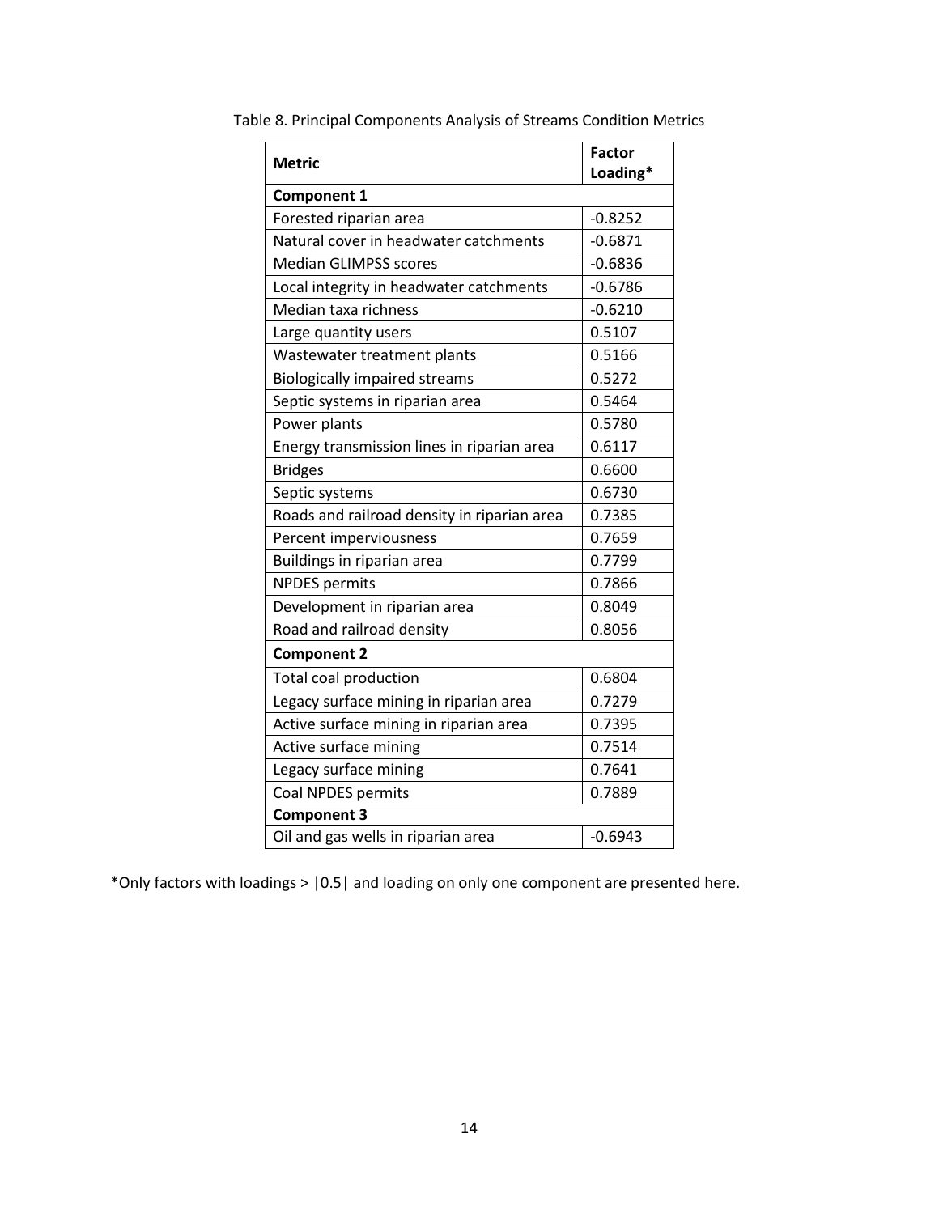Table 8. Principal Components Analysis of Streams Condition Metrics

| Metric | Factor Loading* |
|---|---|
| **Component 1** | |
| Forested riparian area | -0.8252 |
| Natural cover in headwater catchments | -0.6871 |
| Median GLIMPSS scores | -0.6836 |
| Local integrity in headwater catchments | -0.6786 |
| Median taxa richness | -0.6210 |
| Large quantity users | 0.5107 |
| Wastewater treatment plants | 0.5166 |
| Biologically impaired streams | 0.5272 |
| Septic systems in riparian area | 0.5464 |
| Power plants | 0.5780 |
| Energy transmission lines in riparian area | 0.6117 |
| Bridges | 0.6600 |
| Septic systems | 0.6730 |
| Roads and railroad density in riparian area | 0.7385 |
| Percent imperviousness | 0.7659 |
| Buildings in riparian area | 0.7799 |
| NPDES permits | 0.7866 |
| Development in riparian area | 0.8049 |
| Road and railroad density | 0.8056 |
| **Component 2** | |
| Total coal production | 0.6804 |
| Legacy surface mining in riparian area | 0.7279 |
| Active surface mining in riparian area | 0.7395 |
| Active surface mining | 0.7514 |
| Legacy surface mining | 0.7641 |
| Coal NPDES permits | 0.7889 |
| **Component 3** | |
| Oil and gas wells in riparian area | -0.6943 |

*Only factors with loadings > |0.5| and loading on only one component are presented here.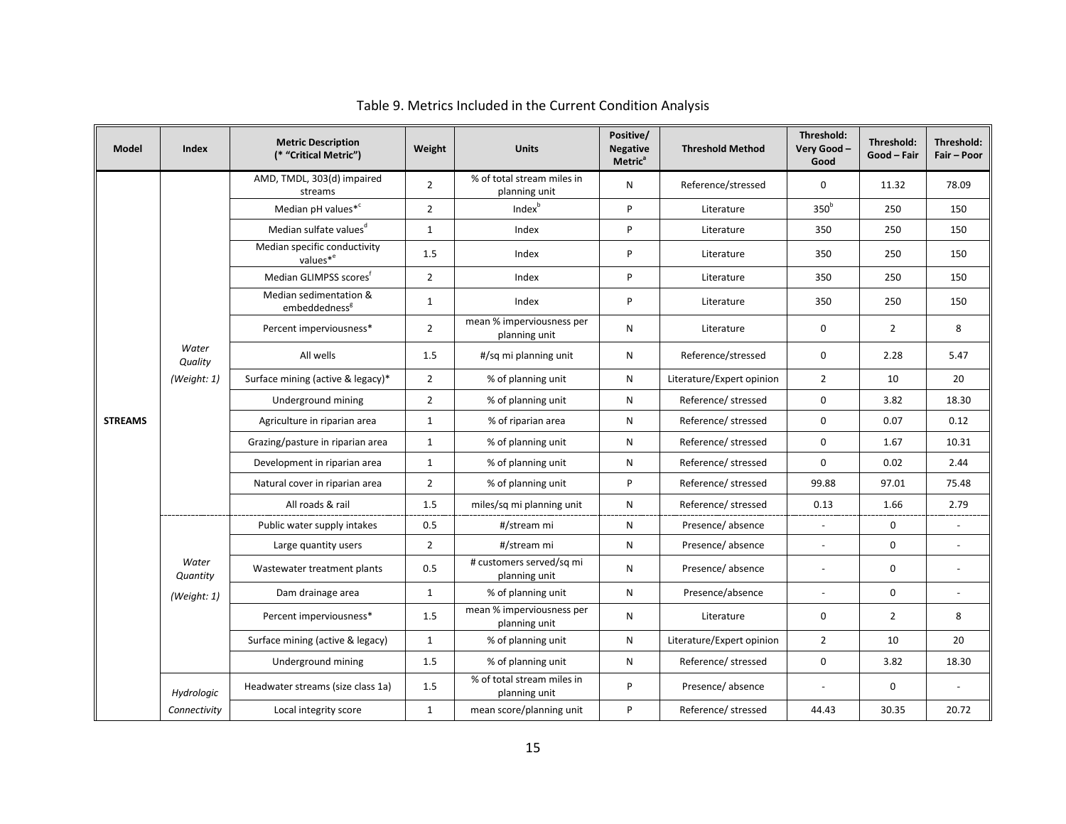Table 9. Metrics Included in the Current Condition Analysis

| Model | Index | Metric Description (* "Critical Metric") | Weight | Units | Positive/ Negative Metric[a] | Threshold Method | Threshold: Very Good – Good | Threshold: Good – Fair | Threshold: Fair – Poor |
|---|---|---|---|---|---|---|---|---|---|
| STREAMS | *Water Quality* *(Weight: 1)* | AMD, TMDL, 303(d) impaired streams | 2 | % of total stream miles in planning unit | N | Reference/stressed | 0 | 11.32 | 78.09 |
| | | Median pH values*[c] | 2 | Index[b] | P | Literature | 350[b] | 250 | 150 |
| | | Median sulfate values[d] | 1 | Index | P | Literature | 350 | 250 | 150 |
| | | Median specific conductivity values*[e] | 1.5 | Index | P | Literature | 350 | 250 | 150 |
| | | Median GLIMPSS scores[f] | 2 | Index | P | Literature | 350 | 250 | 150 |
| | | Median sedimentation & embeddedness[g] | 1 | Index | P | Literature | 350 | 250 | 150 |
| | | Percent imperviousness* | 2 | mean % imperviousness per planning unit | N | Literature | 0 | 2 | 8 |
| | | All wells | 1.5 | #/sq mi planning unit | N | Reference/stressed | 0 | 2.28 | 5.47 |
| | | Surface mining (active & legacy)* | 2 | % of planning unit | N | Literature/Expert opinion | 2 | 10 | 20 |
| | | Underground mining | 2 | % of planning unit | N | Reference/ stressed | 0 | 3.82 | 18.30 |
| | | Agriculture in riparian area | 1 | % of riparian area | N | Reference/ stressed | 0 | 0.07 | 0.12 |
| | | Grazing/pasture in riparian area | 1 | % of planning unit | N | Reference/ stressed | 0 | 1.67 | 10.31 |
| | | Development in riparian area | 1 | % of planning unit | N | Reference/ stressed | 0 | 0.02 | 2.44 |
| | | Natural cover in riparian area | 2 | % of planning unit | P | Reference/ stressed | 99.88 | 97.01 | 75.48 |
| | | All roads & rail | 1.5 | miles/sq mi planning unit | N | Reference/ stressed | 0.13 | 1.66 | 2.79 |
| | *Water Quantity* *(Weight: 1)* | Public water supply intakes | 0.5 | #/stream mi | N | Presence/ absence | - | 0 | - |
| | | Large quantity users | 2 | #/stream mi | N | Presence/ absence | - | 0 | - |
| | | Wastewater treatment plants | 0.5 | # customers served/sq mi planning unit | N | Presence/ absence | - | 0 | - |
| | | Dam drainage area | 1 | % of planning unit | N | Presence/absence | - | 0 | - |
| | | Percent imperviousness* | 1.5 | mean % imperviousness per planning unit | N | Literature | 0 | 2 | 8 |
| | | Surface mining (active & legacy) | 1 | % of planning unit | N | Literature/Expert opinion | 2 | 10 | 20 |
| | | Underground mining | 1.5 | % of planning unit | N | Reference/ stressed | 0 | 3.82 | 18.30 |
| | *Hydrologic Connectivity* | Headwater streams (size class 1a) | 1.5 | % of total stream miles in planning unit | P | Presence/ absence | - | 0 | - |
| | | Local integrity score | 1 | mean score/planning unit | P | Reference/ stressed | 44.43 | 30.35 | 20.72 |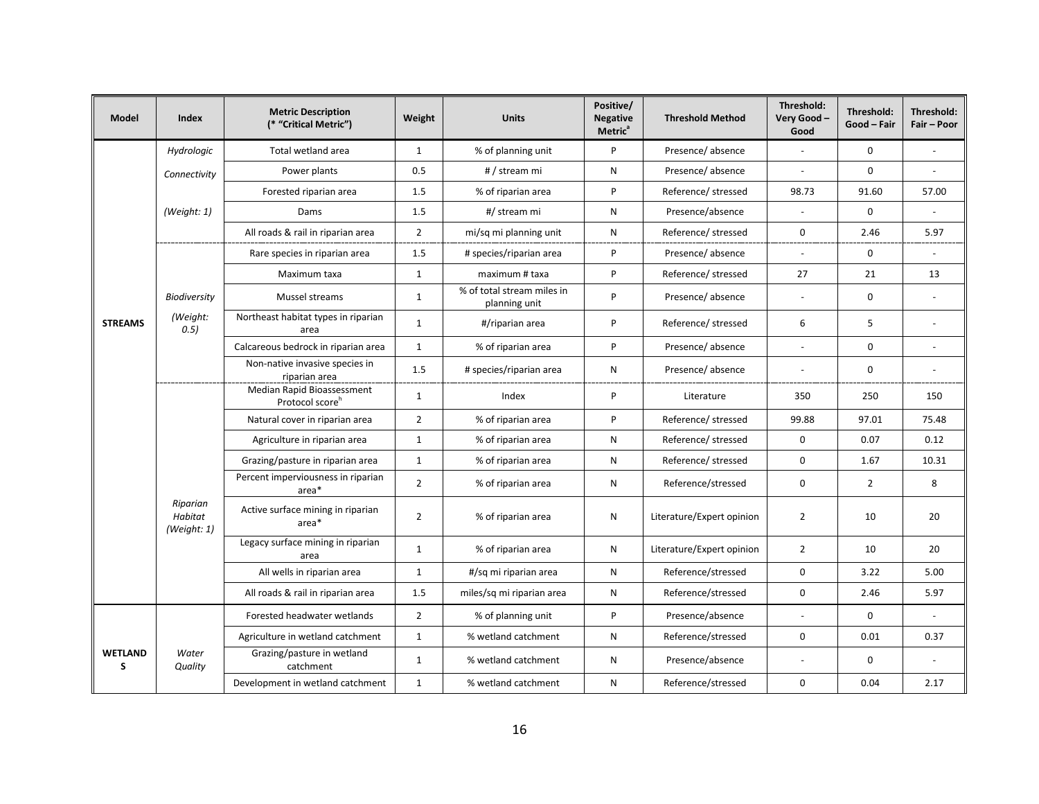| Model | Index | Metric Description (* "Critical Metric") | Weight | Units | Positive/ Negative Metric[a] | Threshold Method | Threshold: Very Good – Good | Threshold: Good – Fair | Threshold: Fair – Poor |
|---|---|---|---|---|---|---|---|---|---|
| STREAMS | Hydrologic Connectivity (Weight: 1) | Total wetland area | 1 | % of planning unit | P | Presence/ absence | - | 0 | - |
| | | Power plants | 0.5 | # / stream mi | N | Presence/ absence | - | 0 | - |
| | | Forested riparian area | 1.5 | % of riparian area | P | Reference/ stressed | 98.73 | 91.60 | 57.00 |
| | | Dams | 1.5 | #/ stream mi | N | Presence/absence | - | 0 | - |
| | | All roads & rail in riparian area | 2 | mi/sq mi planning unit | N | Reference/ stressed | 0 | 2.46 | 5.97 |
| | Biodiversity (Weight: 0.5) | Rare species in riparian area | 1.5 | # species/riparian area | P | Presence/ absence | - | 0 | - |
| | | Maximum taxa | 1 | maximum # taxa | P | Reference/ stressed | 27 | 21 | 13 |
| | | Mussel streams | 1 | % of total stream miles in planning unit | P | Presence/ absence | - | 0 | - |
| | | Northeast habitat types in riparian area | 1 | #/riparian area | P | Reference/ stressed | 6 | 5 | - |
| | | Calcareous bedrock in riparian area | 1 | % of riparian area | P | Presence/ absence | - | 0 | - |
| | | Non-native invasive species in riparian area | 1.5 | # species/riparian area | N | Presence/ absence | - | 0 | - |
| | Riparian Habitat (Weight: 1) | Median Rapid Bioassessment Protocol score[h] | 1 | Index | P | Literature | 350 | 250 | 150 |
| | | Natural cover in riparian area | 2 | % of riparian area | P | Reference/ stressed | 99.88 | 97.01 | 75.48 |
| | | Agriculture in riparian area | 1 | % of riparian area | N | Reference/ stressed | 0 | 0.07 | 0.12 |
| | | Grazing/pasture in riparian area | 1 | % of riparian area | N | Reference/ stressed | 0 | 1.67 | 10.31 |
| | | Percent imperviousness in riparian area* | 2 | % of riparian area | N | Reference/stressed | 0 | 2 | 8 |
| | | Active surface mining in riparian area* | 2 | % of riparian area | N | Literature/Expert opinion | 2 | 10 | 20 |
| | | Legacy surface mining in riparian area | 1 | % of riparian area | N | Literature/Expert opinion | 2 | 10 | 20 |
| | | All wells in riparian area | 1 | #/sq mi riparian area | N | Reference/stressed | 0 | 3.22 | 5.00 |
| | | All roads & rail in riparian area | 1.5 | miles/sq mi riparian area | N | Reference/stressed | 0 | 2.46 | 5.97 |
| WETLANDS | Water Quality | Forested headwater wetlands | 2 | % of planning unit | P | Presence/absence | - | 0 | - |
| | | Agriculture in wetland catchment | 1 | % wetland catchment | N | Reference/stressed | 0 | 0.01 | 0.37 |
| | | Grazing/pasture in wetland catchment | 1 | % wetland catchment | N | Presence/absence | - | 0 | - |
| | | Development in wetland catchment | 1 | % wetland catchment | N | Reference/stressed | 0 | 0.04 | 2.17 |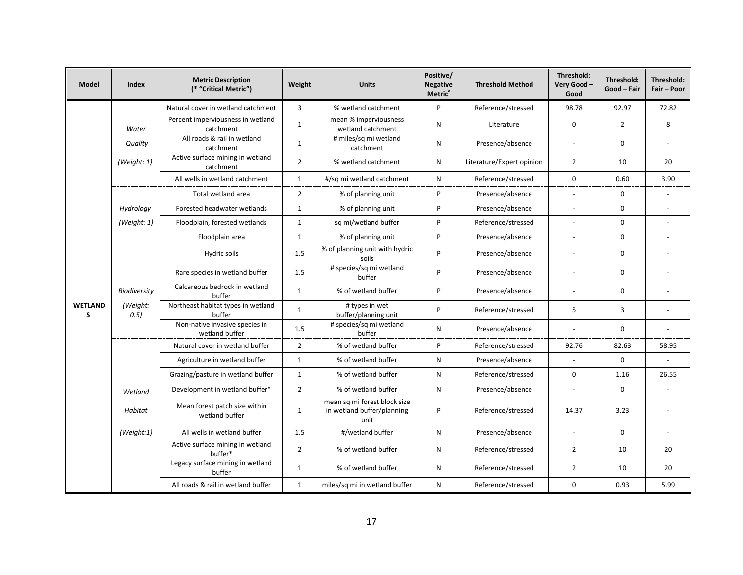| Model | Index | Metric Description (* "Critical Metric") | Weight | Units | Positive/ Negative Metric[a] | Threshold Method | Threshold: Very Good – Good | Threshold: Good – Fair | Threshold: Fair – Poor |
|---|---|---|---|---|---|---|---|---|---|
| WETLANDS | Water Quality (Weight: 1) | Natural cover in wetland catchment | 3 | % wetland catchment | P | Reference/stressed | 98.78 | 92.97 | 72.82 |
| | | Percent imperviousness in wetland catchment | 1 | mean % imperviousness wetland catchment | N | Literature | 0 | 2 | 8 |
| | | All roads & rail in wetland catchment | 1 | # miles/sq mi wetland catchment | N | Presence/absence | - | 0 | - |
| | | Active surface mining in wetland catchment | 2 | % wetland catchment | N | Literature/Expert opinion | 2 | 10 | 20 |
| | | All wells in wetland catchment | 1 | #/sq mi wetland catchment | N | Reference/stressed | 0 | 0.60 | 3.90 |
| | Hydrology (Weight: 1) | Total wetland area | 2 | % of planning unit | P | Presence/absence | - | 0 | - |
| | | Forested headwater wetlands | 1 | % of planning unit | P | Presence/absence | - | 0 | - |
| | | Floodplain, forested wetlands | 1 | sq mi/wetland buffer | P | Reference/stressed | - | 0 | - |
| | | Floodplain area | 1 | % of planning unit | P | Presence/absence | - | 0 | - |
| | | Hydric soils | 1.5 | % of planning unit with hydric soils | P | Presence/absence | - | 0 | - |
| | Biodiversity (Weight: 0.5) | Rare species in wetland buffer | 1.5 | # species/sq mi wetland buffer | P | Presence/absence | - | 0 | - |
| | | Calcareous bedrock in wetland buffer | 1 | % of wetland buffer | P | Presence/absence | - | 0 | - |
| | | Northeast habitat types in wetland buffer | 1 | # types in wet buffer/planning unit | P | Reference/stressed | 5 | 3 | - |
| | | Non-native invasive species in wetland buffer | 1.5 | # species/sq mi wetland buffer | N | Presence/absence | - | 0 | - |
| | Wetland Habitat (Weight:1) | Natural cover in wetland buffer | 2 | % of wetland buffer | P | Reference/stressed | 92.76 | 82.63 | 58.95 |
| | | Agriculture in wetland buffer | 1 | % of wetland buffer | N | Presence/absence | - | 0 | - |
| | | Grazing/pasture in wetland buffer | 1 | % of wetland buffer | N | Reference/stressed | 0 | 1.16 | 26.55 |
| | | Development in wetland buffer* | 2 | % of wetland buffer | N | Presence/absence | - | 0 | - |
| | | Mean forest patch size within wetland buffer | 1 | mean sq mi forest block size in wetland buffer/planning unit | P | Reference/stressed | 14.37 | 3.23 | - |
| | | All wells in wetland buffer | 1.5 | #/wetland buffer | N | Presence/absence | - | 0 | - |
| | | Active surface mining in wetland buffer* | 2 | % of wetland buffer | N | Reference/stressed | 2 | 10 | 20 |
| | | Legacy surface mining in wetland buffer | 1 | % of wetland buffer | N | Reference/stressed | 2 | 10 | 20 |
| | | All roads & rail in wetland buffer | 1 | miles/sq mi in wetland buffer | N | Reference/stressed | 0 | 0.93 | 5.99 |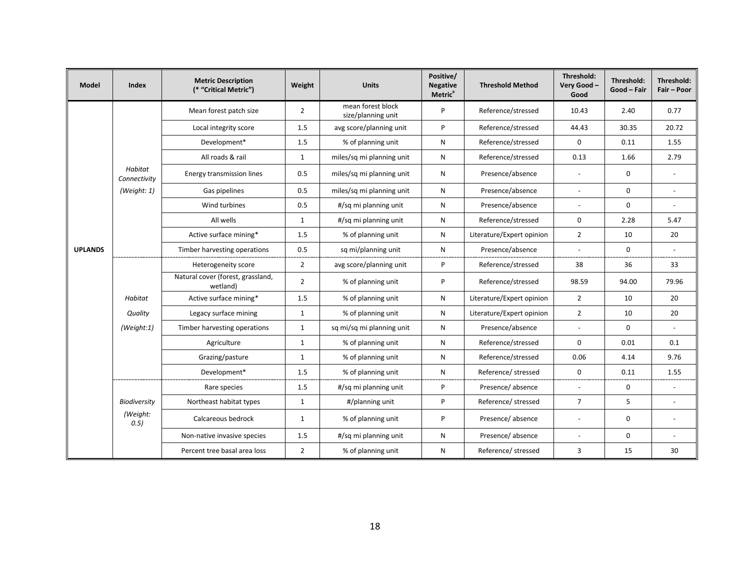| Model | Index | Metric Description (* "Critical Metric") | Weight | Units | Positive/ Negative Metric[a] | Threshold Method | Threshold: Very Good – Good | Threshold: Good – Fair | Threshold: Fair – Poor |
|---|---|---|---|---|---|---|---|---|---|
| UPLANDS | *Habitat Connectivity (Weight: 1)* | Mean forest patch size | 2 | mean forest block size/planning unit | P | Reference/stressed | 10.43 | 2.40 | 0.77 |
| | | Local integrity score | 1.5 | avg score/planning unit | P | Reference/stressed | 44.43 | 30.35 | 20.72 |
| | | Development* | 1.5 | % of planning unit | N | Reference/stressed | 0 | 0.11 | 1.55 |
| | | All roads & rail | 1 | miles/sq mi planning unit | N | Reference/stressed | 0.13 | 1.66 | 2.79 |
| | | Energy transmission lines | 0.5 | miles/sq mi planning unit | N | Presence/absence | - | 0 | - |
| | | Gas pipelines | 0.5 | miles/sq mi planning unit | N | Presence/absence | - | 0 | - |
| | | Wind turbines | 0.5 | #/sq mi planning unit | N | Presence/absence | - | 0 | - |
| | | All wells | 1 | #/sq mi planning unit | N | Reference/stressed | 0 | 2.28 | 5.47 |
| | | Active surface mining* | 1.5 | % of planning unit | N | Literature/Expert opinion | 2 | 10 | 20 |
| | | Timber harvesting operations | 0.5 | sq mi/planning unit | N | Presence/absence | - | 0 | - |
| | *Habitat Quality (Weight:1)* | Heterogeneity score | 2 | avg score/planning unit | P | Reference/stressed | 38 | 36 | 33 |
| | | Natural cover (forest, grassland, wetland) | 2 | % of planning unit | P | Reference/stressed | 98.59 | 94.00 | 79.96 |
| | | Active surface mining* | 1.5 | % of planning unit | N | Literature/Expert opinion | 2 | 10 | 20 |
| | | Legacy surface mining | 1 | % of planning unit | N | Literature/Expert opinion | 2 | 10 | 20 |
| | | Timber harvesting operations | 1 | sq mi/sq mi planning unit | N | Presence/absence | - | 0 | - |
| | | Agriculture | 1 | % of planning unit | N | Reference/stressed | 0 | 0.01 | 0.1 |
| | | Grazing/pasture | 1 | % of planning unit | N | Reference/stressed | 0.06 | 4.14 | 9.76 |
| | | Development* | 1.5 | % of planning unit | N | Reference/ stressed | 0 | 0.11 | 1.55 |
| | *Biodiversity (Weight: 0.5)* | Rare species | 1.5 | #/sq mi planning unit | P | Presence/ absence | - | 0 | - |
| | | Northeast habitat types | 1 | #/planning unit | P | Reference/ stressed | 7 | 5 | - |
| | | Calcareous bedrock | 1 | % of planning unit | P | Presence/ absence | - | 0 | - |
| | | Non-native invasive species | 1.5 | #/sq mi planning unit | N | Presence/ absence | - | 0 | - |
| | | Percent tree basal area loss | 2 | % of planning unit | N | Reference/ stressed | 3 | 15 | 30 |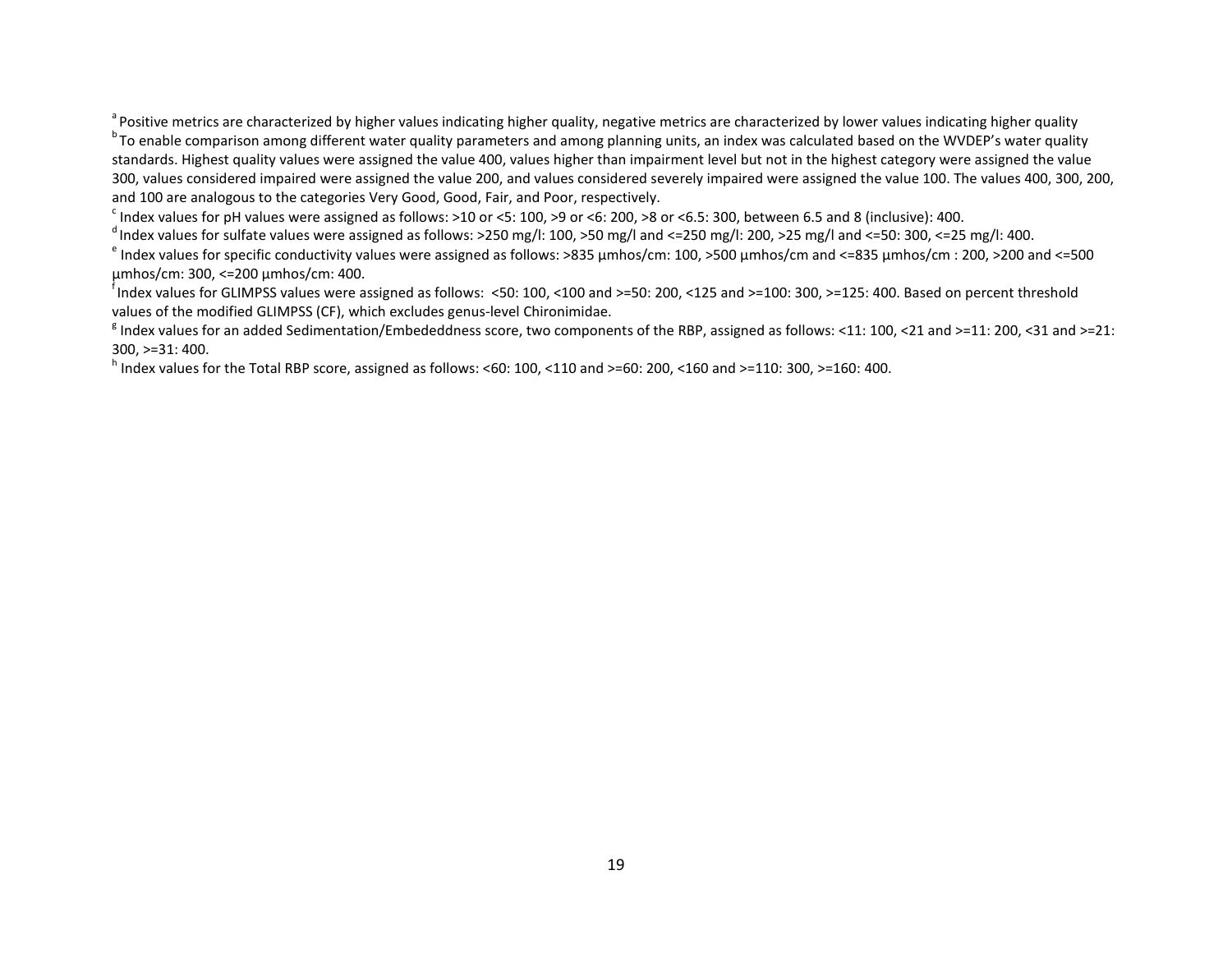[a] Positive metrics are characterized by higher values indicating higher quality, negative metrics are characterized by lower values indicating higher quality

[b] To enable comparison among different water quality parameters and among planning units, an index was calculated based on the WVDEP's water quality standards. Highest quality values were assigned the value 400, values higher than impairment level but not in the highest category were assigned the value 300, values considered impaired were assigned the value 200, and values considered severely impaired were assigned the value 100. The values 400, 300, 200, and 100 are analogous to the categories Very Good, Good, Fair, and Poor, respectively.

[c] Index values for pH values were assigned as follows: >10 or <5: 100, >9 or <6: 200, >8 or <6.5: 300, between 6.5 and 8 (inclusive): 400.

[d] Index values for sulfate values were assigned as follows: >250 mg/l: 100, >50 mg/l and <=250 mg/l: 200, >25 mg/l and <=50: 300, <=25 mg/l: 400.

[e] Index values for specific conductivity values were assigned as follows: >835 µmhos/cm: 100, >500 µmhos/cm and <=835 µmhos/cm : 200, >200 and <=500 µmhos/cm: 300, <=200 µmhos/cm: 400.

[f] Index values for GLIMPSS values were assigned as follows: <50: 100, <100 and >=50: 200, <125 and >=100: 300, >=125: 400. Based on percent threshold values of the modified GLIMPSS (CF), which excludes genus-level Chironimidae.

[g] Index values for an added Sedimentation/Embededdness score, two components of the RBP, assigned as follows: <11: 100, <21 and >=11: 200, <31 and >=21: 300, >=31: 400.

[h] Index values for the Total RBP score, assigned as follows: <60: 100, <110 and >=60: 200, <160 and >=110: 300, >=160: 400.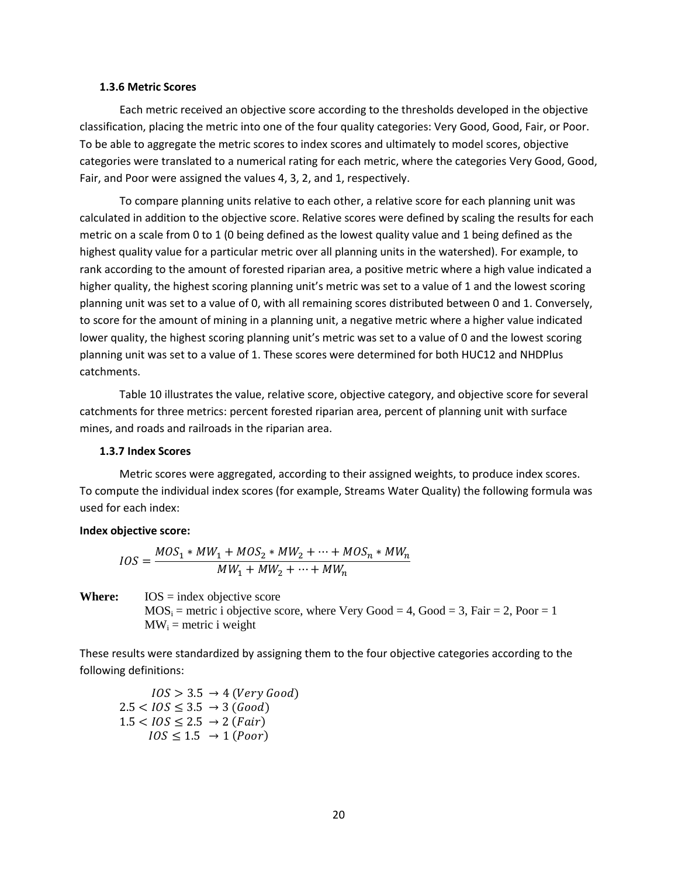### 1.3.6 Metric Scores

Each metric received an objective score according to the thresholds developed in the objective classification, placing the metric into one of the four quality categories: Very Good, Good, Fair, or Poor. To be able to aggregate the metric scores to index scores and ultimately to model scores, objective categories were translated to a numerical rating for each metric, where the categories Very Good, Good, Fair, and Poor were assigned the values 4, 3, 2, and 1, respectively.

To compare planning units relative to each other, a relative score for each planning unit was calculated in addition to the objective score. Relative scores were defined by scaling the results for each metric on a scale from 0 to 1 (0 being defined as the lowest quality value and 1 being defined as the highest quality value for a particular metric over all planning units in the watershed). For example, to rank according to the amount of forested riparian area, a positive metric where a high value indicated a higher quality, the highest scoring planning unit's metric was set to a value of 1 and the lowest scoring planning unit was set to a value of 0, with all remaining scores distributed between 0 and 1. Conversely, to score for the amount of mining in a planning unit, a negative metric where a higher value indicated lower quality, the highest scoring planning unit's metric was set to a value of 0 and the lowest scoring planning unit was set to a value of 1. These scores were determined for both HUC12 and NHDPlus catchments.

Table 10 illustrates the value, relative score, objective category, and objective score for several catchments for three metrics: percent forested riparian area, percent of planning unit with surface mines, and roads and railroads in the riparian area.

### 1.3.7 Index Scores

Metric scores were aggregated, according to their assigned weights, to produce index scores. To compute the individual index scores (for example, Streams Water Quality) the following formula was used for each index:

**Index objective score:**

$$IOS = \frac{MOS_1 * MW_1 + MOS_2 * MW_2 + \cdots + MOS_n * MW_n}{MW_1 + MW_2 + \cdots + MW_n}$$

**Where:** IOS = index objective score
$MOS_i$ = metric i objective score, where Very Good = 4, Good = 3, Fair = 2, Poor = 1
$MW_i$ = metric i weight

These results were standardized by assigning them to the four objective categories according to the following definitions:

$$IOS > 3.5 \rightarrow 4\ (Very\ Good)$$
$$2.5 < IOS \leq 3.5 \rightarrow 3\ (Good)$$
$$1.5 < IOS \leq 2.5 \rightarrow 2\ (Fair)$$
$$IOS \leq 1.5 \rightarrow 1\ (Poor)$$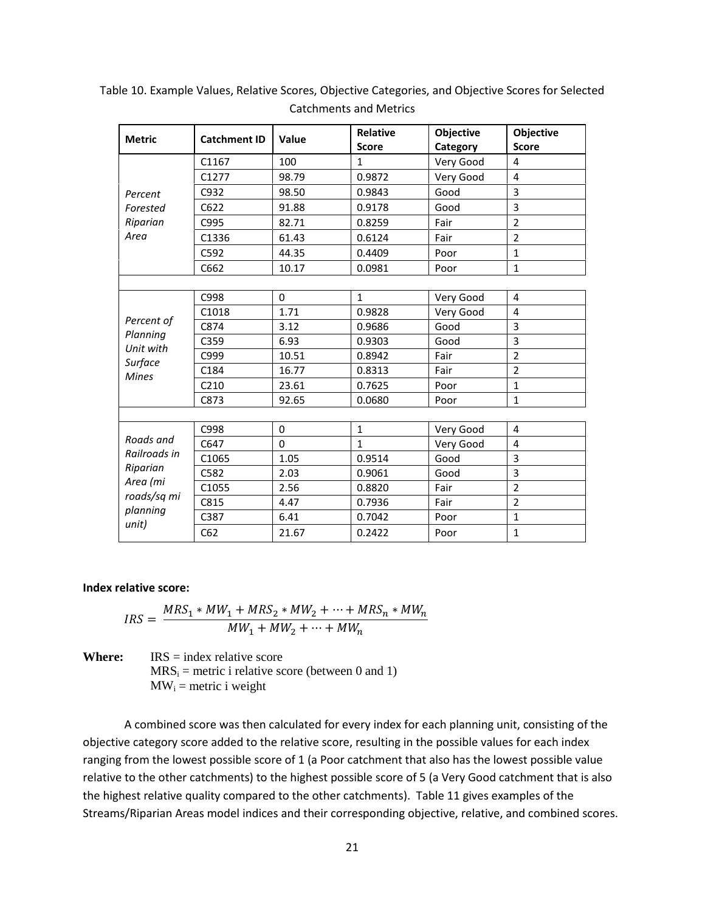Table 10. Example Values, Relative Scores, Objective Categories, and Objective Scores for Selected Catchments and Metrics

| Metric | Catchment ID | Value | Relative Score | Objective Category | Objective Score |
|---|---|---|---|---|---|
| *Percent Forested Riparian Area* | C1167 | 100 | 1 | Very Good | 4 |
| | C1277 | 98.79 | 0.9872 | Very Good | 4 |
| | C932 | 98.50 | 0.9843 | Good | 3 |
| | C622 | 91.88 | 0.9178 | Good | 3 |
| | C995 | 82.71 | 0.8259 | Fair | 2 |
| | C1336 | 61.43 | 0.6124 | Fair | 2 |
| | C592 | 44.35 | 0.4409 | Poor | 1 |
| | C662 | 10.17 | 0.0981 | Poor | 1 |
| | | | | | |
| *Percent of Planning Unit with Surface Mines* | C998 | 0 | 1 | Very Good | 4 |
| | C1018 | 1.71 | 0.9828 | Very Good | 4 |
| | C874 | 3.12 | 0.9686 | Good | 3 |
| | C359 | 6.93 | 0.9303 | Good | 3 |
| | C999 | 10.51 | 0.8942 | Fair | 2 |
| | C184 | 16.77 | 0.8313 | Fair | 2 |
| | C210 | 23.61 | 0.7625 | Poor | 1 |
| | C873 | 92.65 | 0.0680 | Poor | 1 |
| | | | | | |
| *Roads and Railroads in Riparian Area (mi roads/sq mi planning unit)* | C998 | 0 | 1 | Very Good | 4 |
| | C647 | 0 | 1 | Very Good | 4 |
| | C1065 | 1.05 | 0.9514 | Good | 3 |
| | C582 | 2.03 | 0.9061 | Good | 3 |
| | C1055 | 2.56 | 0.8820 | Fair | 2 |
| | C815 | 4.47 | 0.7936 | Fair | 2 |
| | C387 | 6.41 | 0.7042 | Poor | 1 |
| | C62 | 21.67 | 0.2422 | Poor | 1 |

**Index relative score:**

$$IRS = \frac{MRS_1 * MW_1 + MRS_2 * MW_2 + \cdots + MRS_n * MW_n}{MW_1 + MW_2 + \cdots + MW_n}$$

**Where:** IRS = index relative score
$MRS_i$ = metric i relative score (between 0 and 1)
$MW_i$ = metric i weight

A combined score was then calculated for every index for each planning unit, consisting of the objective category score added to the relative score, resulting in the possible values for each index ranging from the lowest possible score of 1 (a Poor catchment that also has the lowest possible value relative to the other catchments) to the highest possible score of 5 (a Very Good catchment that is also the highest relative quality compared to the other catchments). Table 11 gives examples of the Streams/Riparian Areas model indices and their corresponding objective, relative, and combined scores.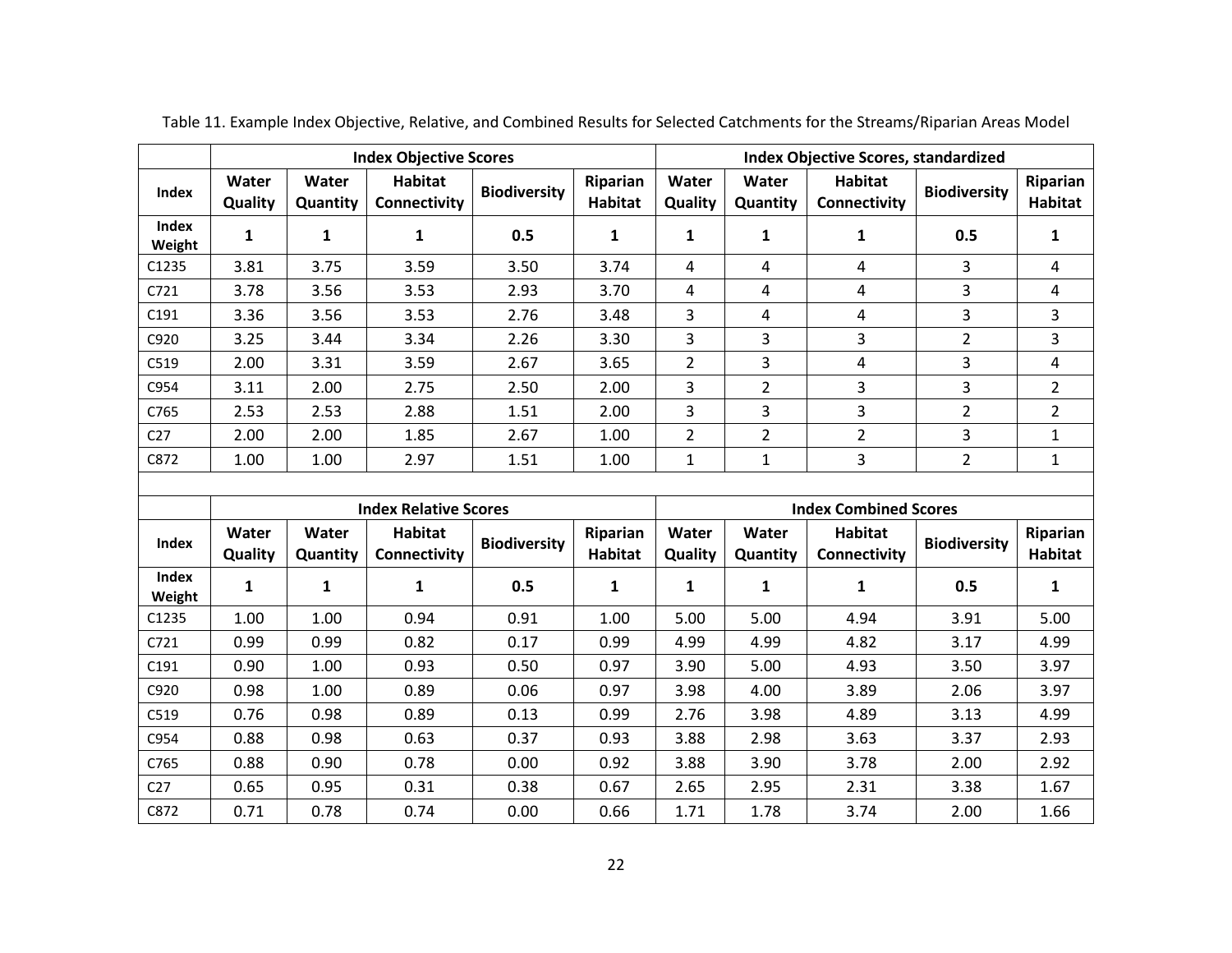Table 11. Example Index Objective, Relative, and Combined Results for Selected Catchments for the Streams/Riparian Areas Model

| | Index Objective Scores | | | | | Index Objective Scores, standardized | | | | |
|---|---|---|---|---|---|---|---|---|---|---|
| **Index** | **Water Quality** | **Water Quantity** | **Habitat Connectivity** | **Biodiversity** | **Riparian Habitat** | **Water Quality** | **Water Quantity** | **Habitat Connectivity** | **Biodiversity** | **Riparian Habitat** |
| **Index Weight** | **1** | **1** | **1** | **0.5** | **1** | **1** | **1** | **1** | **0.5** | **1** |
| C1235 | 3.81 | 3.75 | 3.59 | 3.50 | 3.74 | 4 | 4 | 4 | 3 | 4 |
| C721 | 3.78 | 3.56 | 3.53 | 2.93 | 3.70 | 4 | 4 | 4 | 3 | 4 |
| C191 | 3.36 | 3.56 | 3.53 | 2.76 | 3.48 | 3 | 4 | 4 | 3 | 3 |
| C920 | 3.25 | 3.44 | 3.34 | 2.26 | 3.30 | 3 | 3 | 3 | 2 | 3 |
| C519 | 2.00 | 3.31 | 3.59 | 2.67 | 3.65 | 2 | 3 | 4 | 3 | 4 |
| C954 | 3.11 | 2.00 | 2.75 | 2.50 | 2.00 | 3 | 2 | 3 | 3 | 2 |
| C765 | 2.53 | 2.53 | 2.88 | 1.51 | 2.00 | 3 | 3 | 3 | 2 | 2 |
| C27 | 2.00 | 2.00 | 1.85 | 2.67 | 1.00 | 2 | 2 | 2 | 3 | 1 |
| C872 | 1.00 | 1.00 | 2.97 | 1.51 | 1.00 | 1 | 1 | 3 | 2 | 1 |
| | | | | | | | | | | |
| | **Index Relative Scores** | | | | | **Index Combined Scores** | | | | |
| **Index** | **Water Quality** | **Water Quantity** | **Habitat Connectivity** | **Biodiversity** | **Riparian Habitat** | **Water Quality** | **Water Quantity** | **Habitat Connectivity** | **Biodiversity** | **Riparian Habitat** |
| **Index Weight** | **1** | **1** | **1** | **0.5** | **1** | **1** | **1** | **1** | **0.5** | **1** |
| C1235 | 1.00 | 1.00 | 0.94 | 0.91 | 1.00 | 5.00 | 5.00 | 4.94 | 3.91 | 5.00 |
| C721 | 0.99 | 0.99 | 0.82 | 0.17 | 0.99 | 4.99 | 4.99 | 4.82 | 3.17 | 4.99 |
| C191 | 0.90 | 1.00 | 0.93 | 0.50 | 0.97 | 3.90 | 5.00 | 4.93 | 3.50 | 3.97 |
| C920 | 0.98 | 1.00 | 0.89 | 0.06 | 0.97 | 3.98 | 4.00 | 3.89 | 2.06 | 3.97 |
| C519 | 0.76 | 0.98 | 0.89 | 0.13 | 0.99 | 2.76 | 3.98 | 4.89 | 3.13 | 4.99 |
| C954 | 0.88 | 0.98 | 0.63 | 0.37 | 0.93 | 3.88 | 2.98 | 3.63 | 3.37 | 2.93 |
| C765 | 0.88 | 0.90 | 0.78 | 0.00 | 0.92 | 3.88 | 3.90 | 3.78 | 2.00 | 2.92 |
| C27 | 0.65 | 0.95 | 0.31 | 0.38 | 0.67 | 2.65 | 2.95 | 2.31 | 3.38 | 1.67 |
| C872 | 0.71 | 0.78 | 0.74 | 0.00 | 0.66 | 1.71 | 1.78 | 3.74 | 2.00 | 1.66 |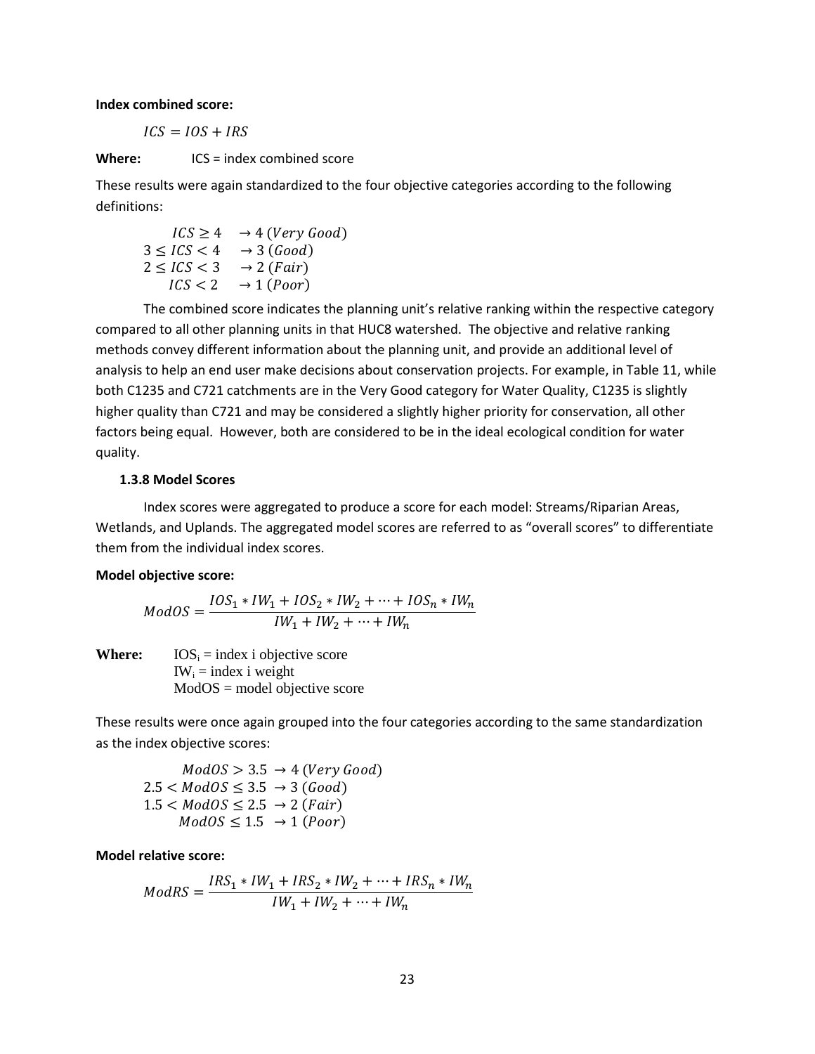**Index combined score:**

$$ICS = IOS + IRS$$

**Where:** ICS = index combined score

These results were again standardized to the four objective categories according to the following definitions:

$$\begin{aligned} ICS \geq 4 &\rightarrow 4\ (Very\ Good) \\ 3 \leq ICS < 4 &\rightarrow 3\ (Good) \\ 2 \leq ICS < 3 &\rightarrow 2\ (Fair) \\ ICS < 2 &\rightarrow 1\ (Poor) \end{aligned}$$

The combined score indicates the planning unit's relative ranking within the respective category compared to all other planning units in that HUC8 watershed. The objective and relative ranking methods convey different information about the planning unit, and provide an additional level of analysis to help an end user make decisions about conservation projects. For example, in Table 11, while both C1235 and C721 catchments are in the Very Good category for Water Quality, C1235 is slightly higher quality than C721 and may be considered a slightly higher priority for conservation, all other factors being equal. However, both are considered to be in the ideal ecological condition for water quality.

### 1.3.8 Model Scores

Index scores were aggregated to produce a score for each model: Streams/Riparian Areas, Wetlands, and Uplands. The aggregated model scores are referred to as "overall scores" to differentiate them from the individual index scores.

**Model objective score:**

$$ModOS = \frac{IOS_1 * IW_1 + IOS_2 * IW_2 + \cdots + IOS_n * IW_n}{IW_1 + IW_2 + \cdots + IW_n}$$

**Where:** $IOS_i$ = index i objective score
$IW_i$ = index i weight
ModOS = model objective score

These results were once again grouped into the four categories according to the same standardization as the index objective scores:

$$\begin{aligned} ModOS > 3.5 &\rightarrow 4\ (Very\ Good) \\ 2.5 < ModOS \leq 3.5 &\rightarrow 3\ (Good) \\ 1.5 < ModOS \leq 2.5 &\rightarrow 2\ (Fair) \\ ModOS \leq 1.5 &\rightarrow 1\ (Poor) \end{aligned}$$

**Model relative score:**

$$ModRS = \frac{IRS_1 * IW_1 + IRS_2 * IW_2 + \cdots + IRS_n * IW_n}{IW_1 + IW_2 + \cdots + IW_n}$$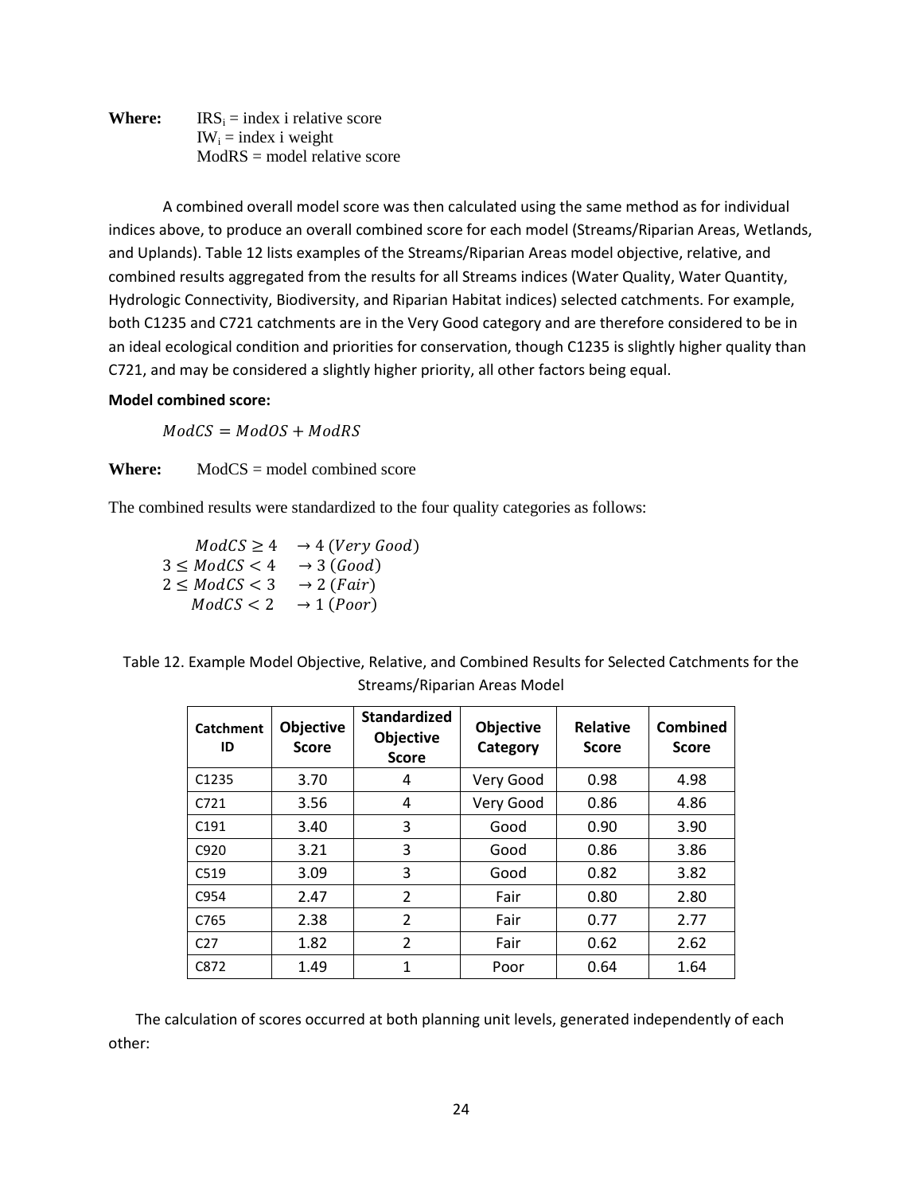**Where:** $IRS_i$ = index i relative score
$IW_i$ = index i weight
ModRS = model relative score

A combined overall model score was then calculated using the same method as for individual indices above, to produce an overall combined score for each model (Streams/Riparian Areas, Wetlands, and Uplands). Table 12 lists examples of the Streams/Riparian Areas model objective, relative, and combined results aggregated from the results for all Streams indices (Water Quality, Water Quantity, Hydrologic Connectivity, Biodiversity, and Riparian Habitat indices) selected catchments. For example, both C1235 and C721 catchments are in the Very Good category and are therefore considered to be in an ideal ecological condition and priorities for conservation, though C1235 is slightly higher quality than C721, and may be considered a slightly higher priority, all other factors being equal.

**Model combined score:**

$$ModCS = ModOS + ModRS$$

**Where:** ModCS = model combined score

The combined results were standardized to the four quality categories as follows:

$$\begin{aligned} ModCS \geq 4 \quad &\rightarrow 4\ (Very\ Good) \\ 3 \leq ModCS < 4 \quad &\rightarrow 3\ (Good) \\ 2 \leq ModCS < 3 \quad &\rightarrow 2\ (Fair) \\ ModCS < 2 \quad &\rightarrow 1\ (Poor) \end{aligned}$$

Table 12. Example Model Objective, Relative, and Combined Results for Selected Catchments for the Streams/Riparian Areas Model

| Catchment ID | Objective Score | Standardized Objective Score | Objective Category | Relative Score | Combined Score |
|---|---|---|---|---|---|
| C1235 | 3.70 | 4 | Very Good | 0.98 | 4.98 |
| C721 | 3.56 | 4 | Very Good | 0.86 | 4.86 |
| C191 | 3.40 | 3 | Good | 0.90 | 3.90 |
| C920 | 3.21 | 3 | Good | 0.86 | 3.86 |
| C519 | 3.09 | 3 | Good | 0.82 | 3.82 |
| C954 | 2.47 | 2 | Fair | 0.80 | 2.80 |
| C765 | 2.38 | 2 | Fair | 0.77 | 2.77 |
| C27 | 1.82 | 2 | Fair | 0.62 | 2.62 |
| C872 | 1.49 | 1 | Poor | 0.64 | 1.64 |

The calculation of scores occurred at both planning unit levels, generated independently of each other: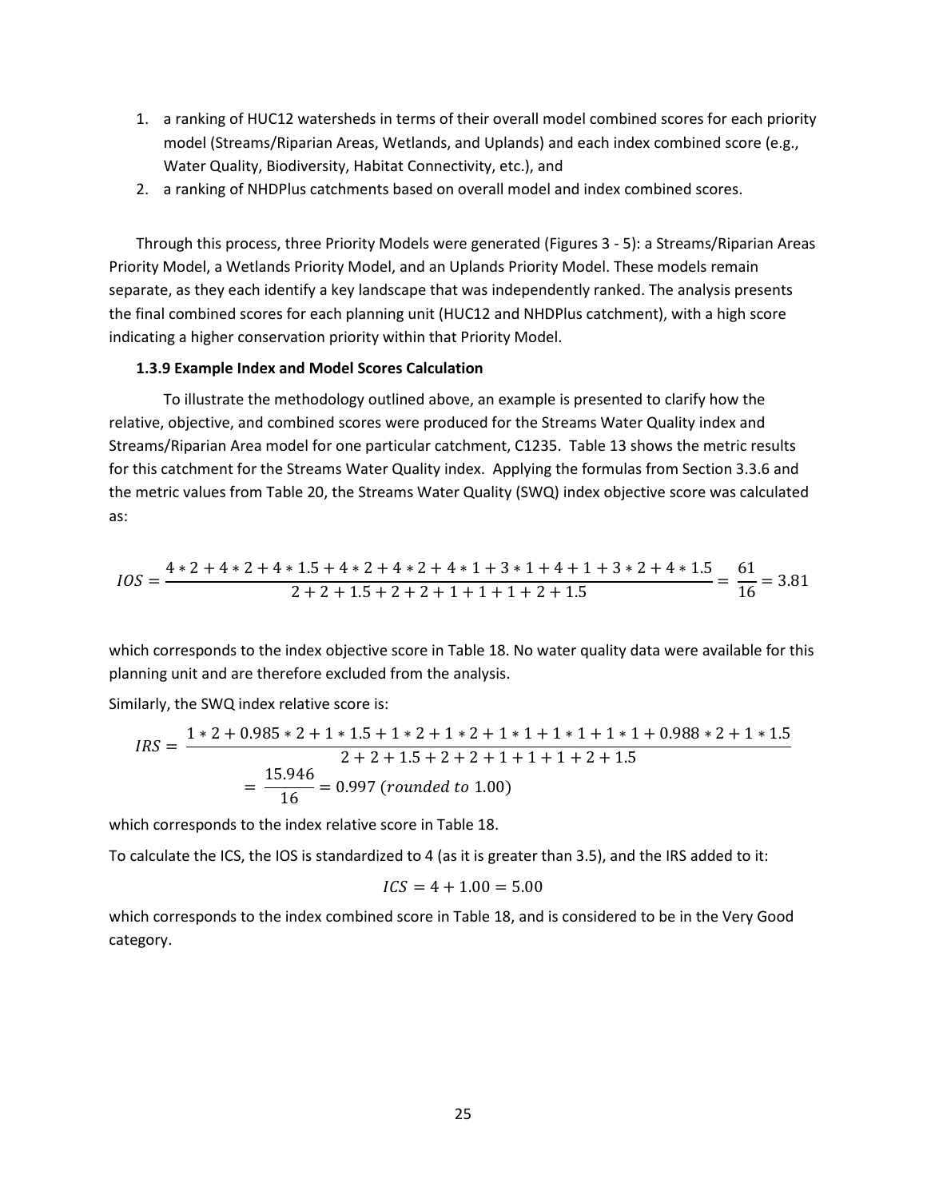1. a ranking of HUC12 watersheds in terms of their overall model combined scores for each priority model (Streams/Riparian Areas, Wetlands, and Uplands) and each index combined score (e.g., Water Quality, Biodiversity, Habitat Connectivity, etc.), and
2. a ranking of NHDPlus catchments based on overall model and index combined scores.

Through this process, three Priority Models were generated (Figures 3 - 5): a Streams/Riparian Areas Priority Model, a Wetlands Priority Model, and an Uplands Priority Model. These models remain separate, as they each identify a key landscape that was independently ranked. The analysis presents the final combined scores for each planning unit (HUC12 and NHDPlus catchment), with a high score indicating a higher conservation priority within that Priority Model.

#### 1.3.9 Example Index and Model Scores Calculation

To illustrate the methodology outlined above, an example is presented to clarify how the relative, objective, and combined scores were produced for the Streams Water Quality index and Streams/Riparian Area model for one particular catchment, C1235. Table 13 shows the metric results for this catchment for the Streams Water Quality index. Applying the formulas from Section 3.3.6 and the metric values from Table 20, the Streams Water Quality (SWQ) index objective score was calculated as:

$$IOS = \frac{4*2+4*2+4*1.5+4*2+4*2+4*1+3*1+4*1+3*2+4*1.5}{2+2+1.5+2+2+1+1+1+2+1.5} = \frac{61}{16} = 3.81$$

which corresponds to the index objective score in Table 18. No water quality data were available for this planning unit and are therefore excluded from the analysis.

Similarly, the SWQ index relative score is:

$$IRS = \frac{1*2+0.985*2+1*1.5+1*2+1*2+1*1+1*1+1*1+0.988*2+1*1.5}{2+2+1.5+2+2+1+1+1+2+1.5}$$
$$= \frac{15.946}{16} = 0.997 \ (rounded\ to\ 1.00)$$

which corresponds to the index relative score in Table 18.

To calculate the ICS, the IOS is standardized to 4 (as it is greater than 3.5), and the IRS added to it:

$$ICS = 4 + 1.00 = 5.00$$

which corresponds to the index combined score in Table 18, and is considered to be in the Very Good category.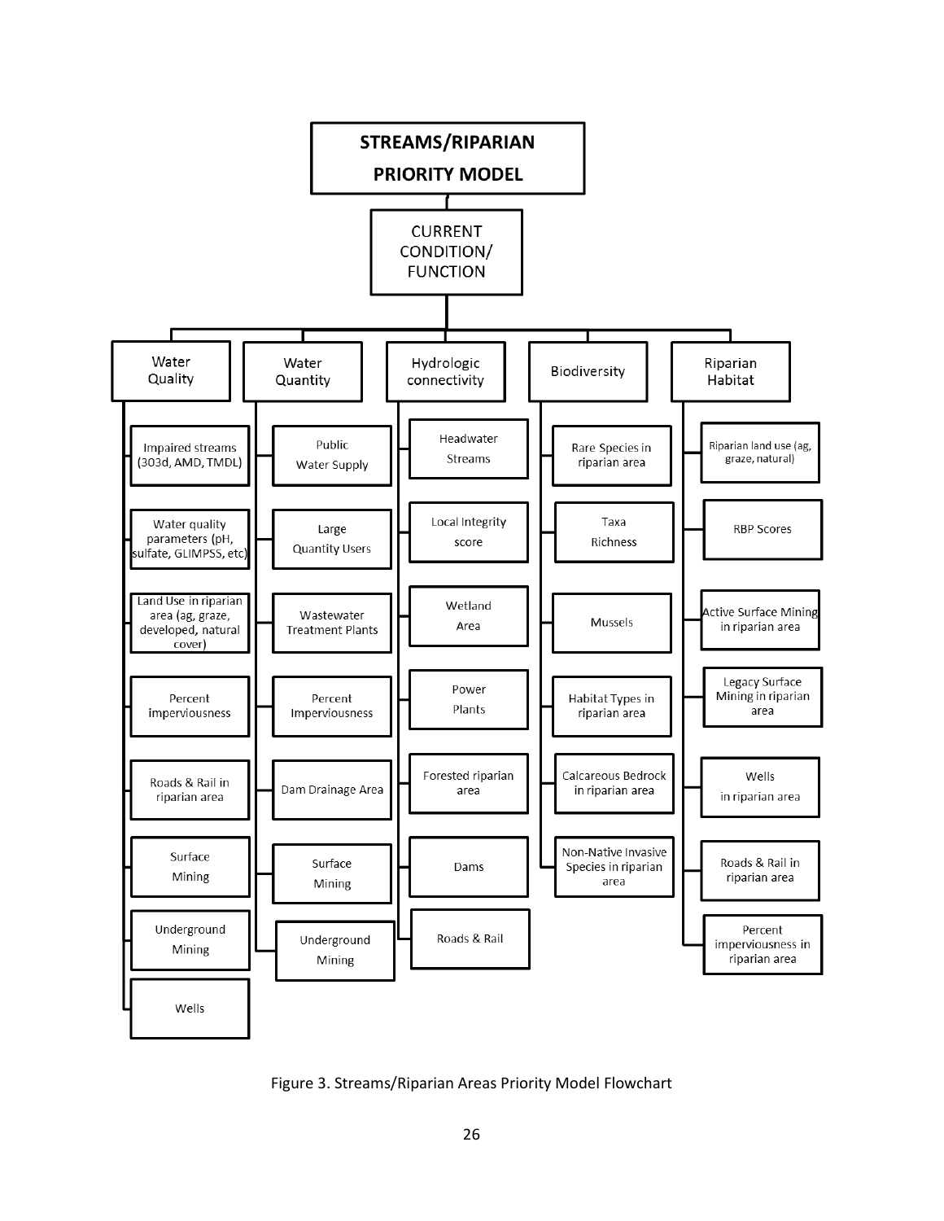STREAMS/RIPARIAN PRIORITY MODEL

CURRENT CONDITION/ FUNCTION

Water Quality

Impaired streams (303d, AMD, TMDL)

Water quality parameters (pH, sulfate, GLIMPSS, etc)

Land Use in riparian area (ag, graze, developed, natural cover)

Percent imperviousness

Roads & Rail in riparian area

Surface Mining

Underground Mining

Wells

Water Quantity

Public Water Supply

Large Quantity Users

Wastewater Treatment Plants

Percent Imperviousness

Dam Drainage Area

Surface Mining

Underground Mining

Hydrologic connectivity

Headwater Streams

Local Integrity score

Wetland Area

Power Plants

Forested riparian area

Dams

Roads & Rail

Biodiversity

Rare Species in riparian area

Taxa Richness

Mussels

Habitat Types in riparian area

Calcareous Bedrock in riparian area

Non-Native Invasive Species in riparian area

Riparian Habitat

Riparian land use (ag, graze, natural)

RBP Scores

Active Surface Mining in riparian area

Legacy Surface Mining in riparian area

Wells in riparian area

Roads & Rail in riparian area

Percent imperviousness in riparian area

Figure 3. Streams/Riparian Areas Priority Model Flowchart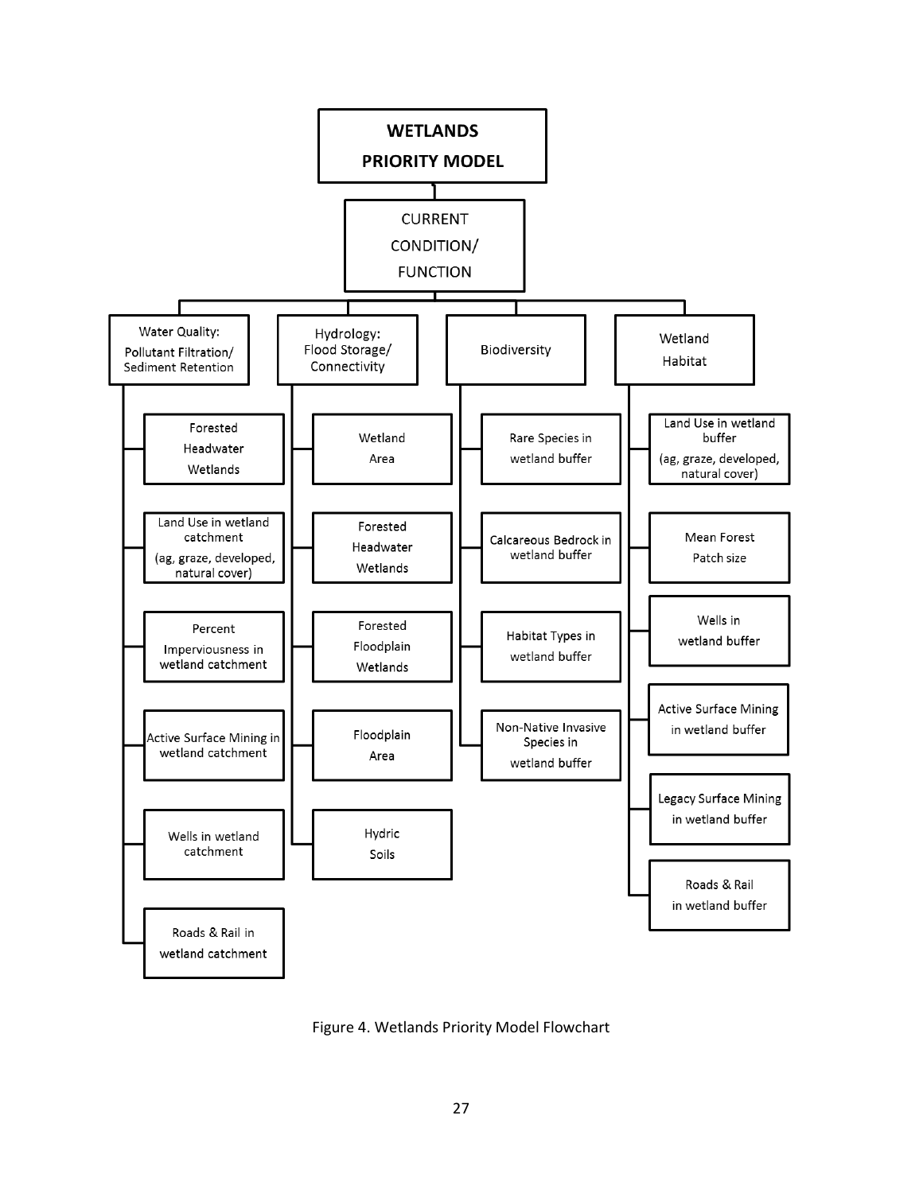WETLANDS PRIORITY MODEL

CURRENT CONDITION/ FUNCTION

Water Quality: Pollutant Filtration/ Sediment Retention

Forested Headwater Wetlands

Land Use in wetland catchment (ag, graze, developed, natural cover)

Percent Imperviousness in wetland catchment

Active Surface Mining in wetland catchment

Wells in wetland catchment

Roads & Rail in wetland catchment

Hydrology: Flood Storage/ Connectivity

Wetland Area

Forested Headwater Wetlands

Forested Floodplain Wetlands

Floodplain Area

Hydric Soils

Biodiversity

Rare Species in wetland buffer

Calcareous Bedrock in wetland buffer

Habitat Types in wetland buffer

Non-Native Invasive Species in wetland buffer

Wetland Habitat

Land Use in wetland buffer (ag, graze, developed, natural cover)

Mean Forest Patch size

Wells in wetland buffer

Active Surface Mining in wetland buffer

Legacy Surface Mining in wetland buffer

Roads & Rail in wetland buffer

Figure 4. Wetlands Priority Model Flowchart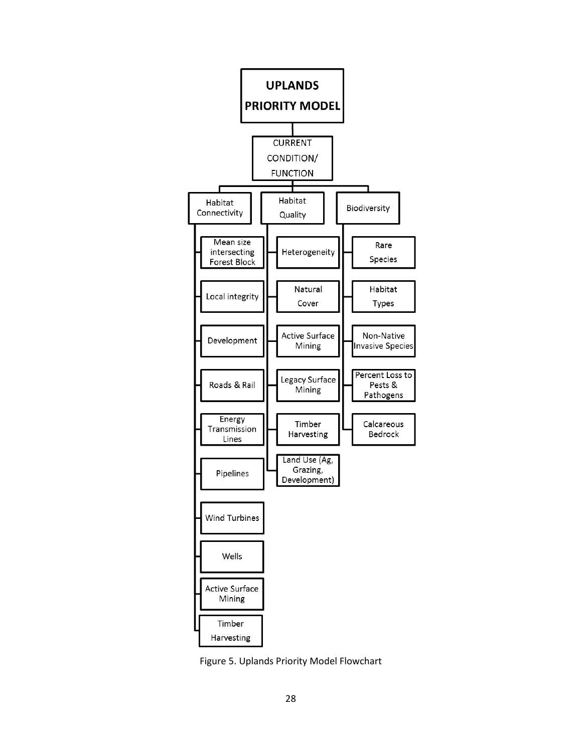**UPLANDS PRIORITY MODEL**

- CURRENT CONDITION/ FUNCTION
  - Habitat Connectivity
    - Mean size intersecting Forest Block
    - Local integrity
    - Development
    - Roads & Rail
    - Energy Transmission Lines
    - Pipelines
    - Wind Turbines
    - Wells
    - Active Surface Mining
    - Timber Harvesting
  - Habitat Quality
    - Heterogeneity
    - Natural Cover
    - Active Surface Mining
    - Legacy Surface Mining
    - Timber Harvesting
    - Land Use (Ag, Grazing, Development)
  - Biodiversity
    - Rare Species
    - Habitat Types
    - Non-Native Invasive Species
    - Percent Loss to Pests & Pathogens
    - Calcareous Bedrock

Figure 5. Uplands Priority Model Flowchart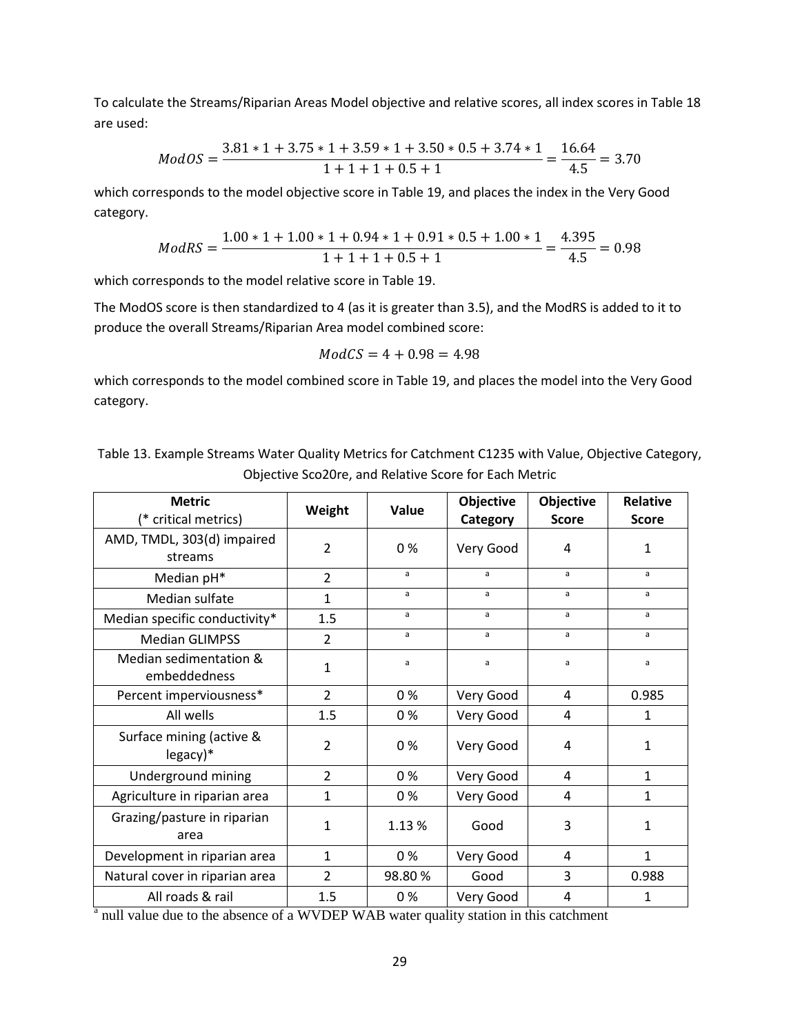To calculate the Streams/Riparian Areas Model objective and relative scores, all index scores in Table 18 are used:

$$ModOS = \frac{3.81 * 1 + 3.75 * 1 + 3.59 * 1 + 3.50 * 0.5 + 3.74 * 1}{1 + 1 + 1 + 0.5 + 1} = \frac{16.64}{4.5} = 3.70$$

which corresponds to the model objective score in Table 19, and places the index in the Very Good category.

$$ModRS = \frac{1.00 * 1 + 1.00 * 1 + 0.94 * 1 + 0.91 * 0.5 + 1.00 * 1}{1 + 1 + 1 + 0.5 + 1} = \frac{4.395}{4.5} = 0.98$$

which corresponds to the model relative score in Table 19.

The ModOS score is then standardized to 4 (as it is greater than 3.5), and the ModRS is added to it to produce the overall Streams/Riparian Area model combined score:

$$ModCS = 4 + 0.98 = 4.98$$

which corresponds to the model combined score in Table 19, and places the model into the Very Good category.

Table 13. Example Streams Water Quality Metrics for Catchment C1235 with Value, Objective Category, Objective Sco20re, and Relative Score for Each Metric

| Metric (* critical metrics) | Weight | Value | Objective Category | Objective Score | Relative Score |
|---|---|---|---|---|---|
| AMD, TMDL, 303(d) impaired streams | 2 | 0 % | Very Good | 4 | 1 |
| Median pH* | 2 | [a] | [a] | [a] | [a] |
| Median sulfate | 1 | [a] | [a] | [a] | [a] |
| Median specific conductivity* | 1.5 | [a] | [a] | [a] | [a] |
| Median GLIMPSS | 2 | [a] | [a] | [a] | [a] |
| Median sedimentation & embeddedness | 1 | [a] | [a] | [a] | [a] |
| Percent imperviousness* | 2 | 0 % | Very Good | 4 | 0.985 |
| All wells | 1.5 | 0 % | Very Good | 4 | 1 |
| Surface mining (active & legacy)* | 2 | 0 % | Very Good | 4 | 1 |
| Underground mining | 2 | 0 % | Very Good | 4 | 1 |
| Agriculture in riparian area | 1 | 0 % | Very Good | 4 | 1 |
| Grazing/pasture in riparian area | 1 | 1.13 % | Good | 3 | 1 |
| Development in riparian area | 1 | 0 % | Very Good | 4 | 1 |
| Natural cover in riparian area | 2 | 98.80 % | Good | 3 | 0.988 |
| All roads & rail | 1.5 | 0 % | Very Good | 4 | 1 |

[a] null value due to the absence of a WVDEP WAB water quality station in this catchment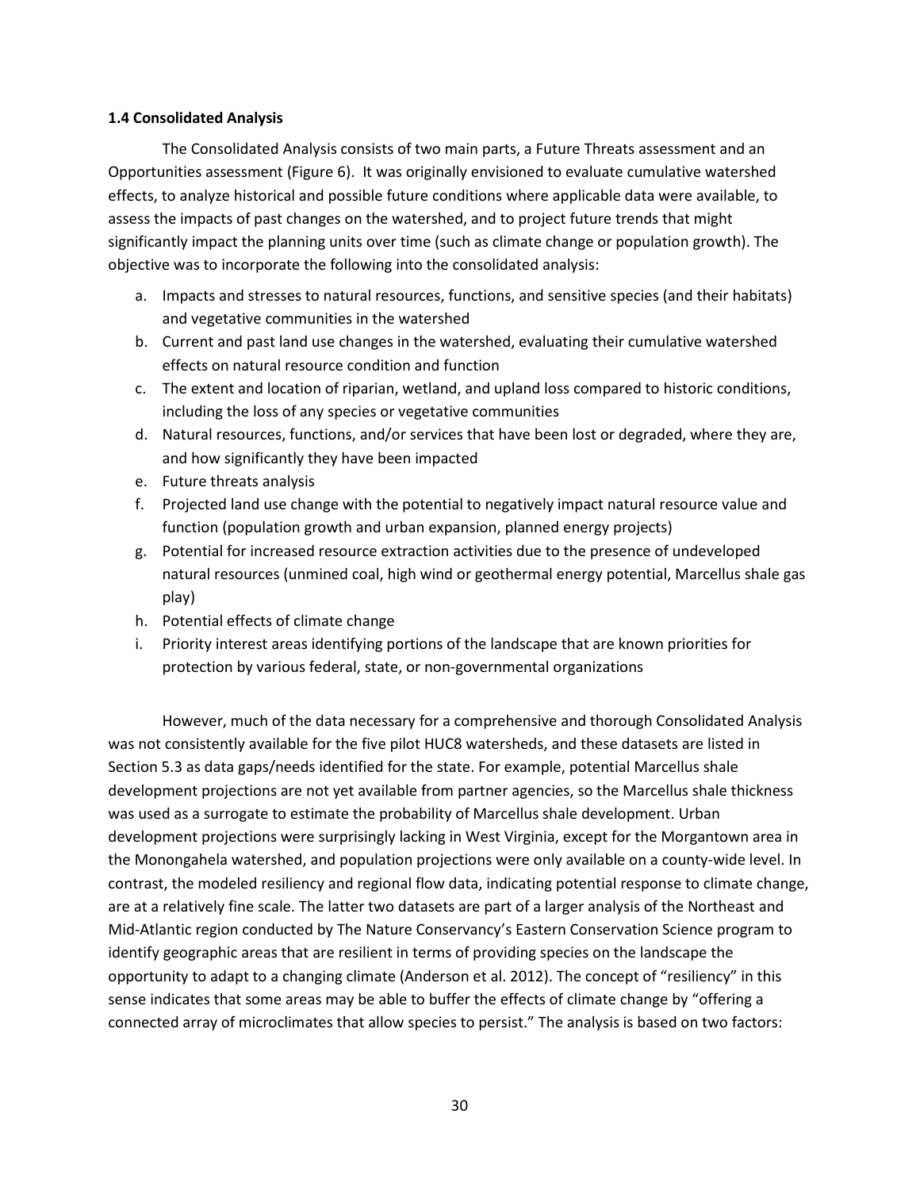### 1.4 Consolidated Analysis

The Consolidated Analysis consists of two main parts, a Future Threats assessment and an Opportunities assessment (Figure 6). It was originally envisioned to evaluate cumulative watershed effects, to analyze historical and possible future conditions where applicable data were available, to assess the impacts of past changes on the watershed, and to project future trends that might significantly impact the planning units over time (such as climate change or population growth). The objective was to incorporate the following into the consolidated analysis:

a. Impacts and stresses to natural resources, functions, and sensitive species (and their habitats) and vegetative communities in the watershed
b. Current and past land use changes in the watershed, evaluating their cumulative watershed effects on natural resource condition and function
c. The extent and location of riparian, wetland, and upland loss compared to historic conditions, including the loss of any species or vegetative communities
d. Natural resources, functions, and/or services that have been lost or degraded, where they are, and how significantly they have been impacted
e. Future threats analysis
f. Projected land use change with the potential to negatively impact natural resource value and function (population growth and urban expansion, planned energy projects)
g. Potential for increased resource extraction activities due to the presence of undeveloped natural resources (unmined coal, high wind or geothermal energy potential, Marcellus shale gas play)
h. Potential effects of climate change
i. Priority interest areas identifying portions of the landscape that are known priorities for protection by various federal, state, or non-governmental organizations

However, much of the data necessary for a comprehensive and thorough Consolidated Analysis was not consistently available for the five pilot HUC8 watersheds, and these datasets are listed in Section 5.3 as data gaps/needs identified for the state. For example, potential Marcellus shale development projections are not yet available from partner agencies, so the Marcellus shale thickness was used as a surrogate to estimate the probability of Marcellus shale development. Urban development projections were surprisingly lacking in West Virginia, except for the Morgantown area in the Monongahela watershed, and population projections were only available on a county-wide level. In contrast, the modeled resiliency and regional flow data, indicating potential response to climate change, are at a relatively fine scale. The latter two datasets are part of a larger analysis of the Northeast and Mid-Atlantic region conducted by The Nature Conservancy's Eastern Conservation Science program to identify geographic areas that are resilient in terms of providing species on the landscape the opportunity to adapt to a changing climate (Anderson et al. 2012). The concept of "resiliency" in this sense indicates that some areas may be able to buffer the effects of climate change by "offering a connected array of microclimates that allow species to persist." The analysis is based on two factors: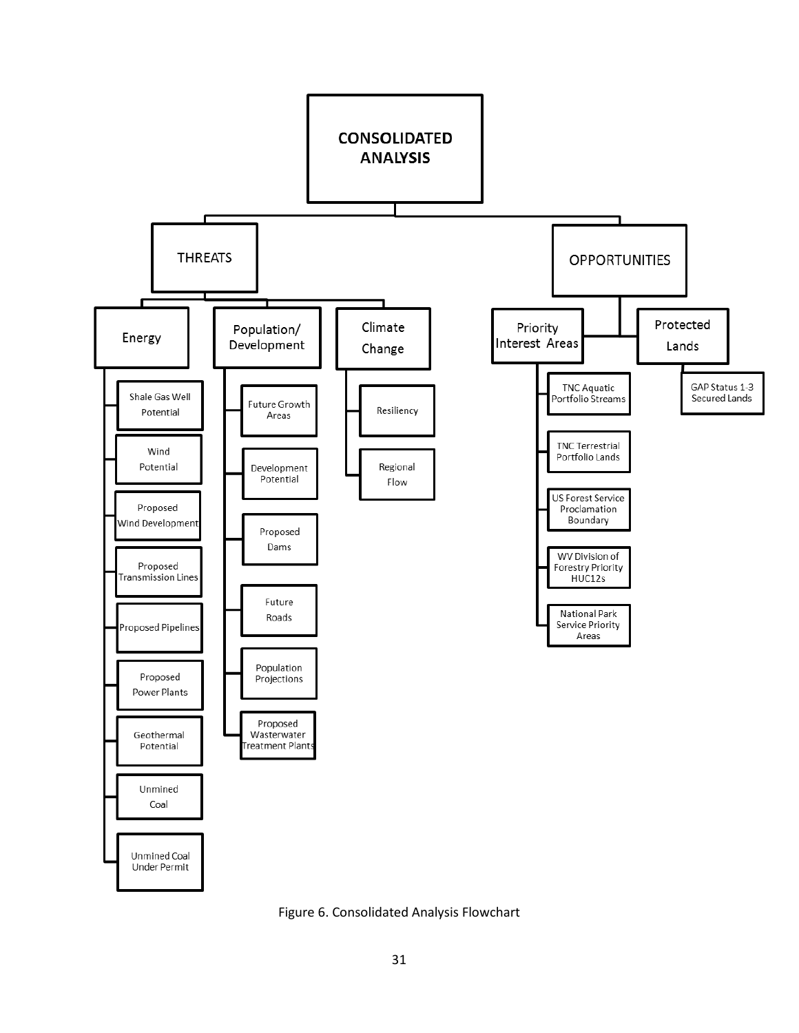CONSOLIDATED ANALYSIS

THREATS

Energy
Shale Gas Well Potential
Wind Potential
Proposed Wind Development
Proposed Transmission Lines
Proposed Pipelines
Proposed Power Plants
Geothermal Potential
Unmined Coal
Unmined Coal Under Permit

Population/ Development
Future Growth Areas
Development Potential
Proposed Dams
Future Roads
Population Projections
Proposed Wastewater Treatment Plants

Climate Change
Resiliency
Regional Flow

OPPORTUNITIES

Priority Interest Areas
TNC Aquatic Portfolio Streams
TNC Terrestrial Portfolio Lands
US Forest Service Proclamation Boundary
WV Division of Forestry Priority HUC12s
National Park Service Priority Areas

Protected Lands
GAP Status 1-3 Secured Lands

Figure 6. Consolidated Analysis Flowchart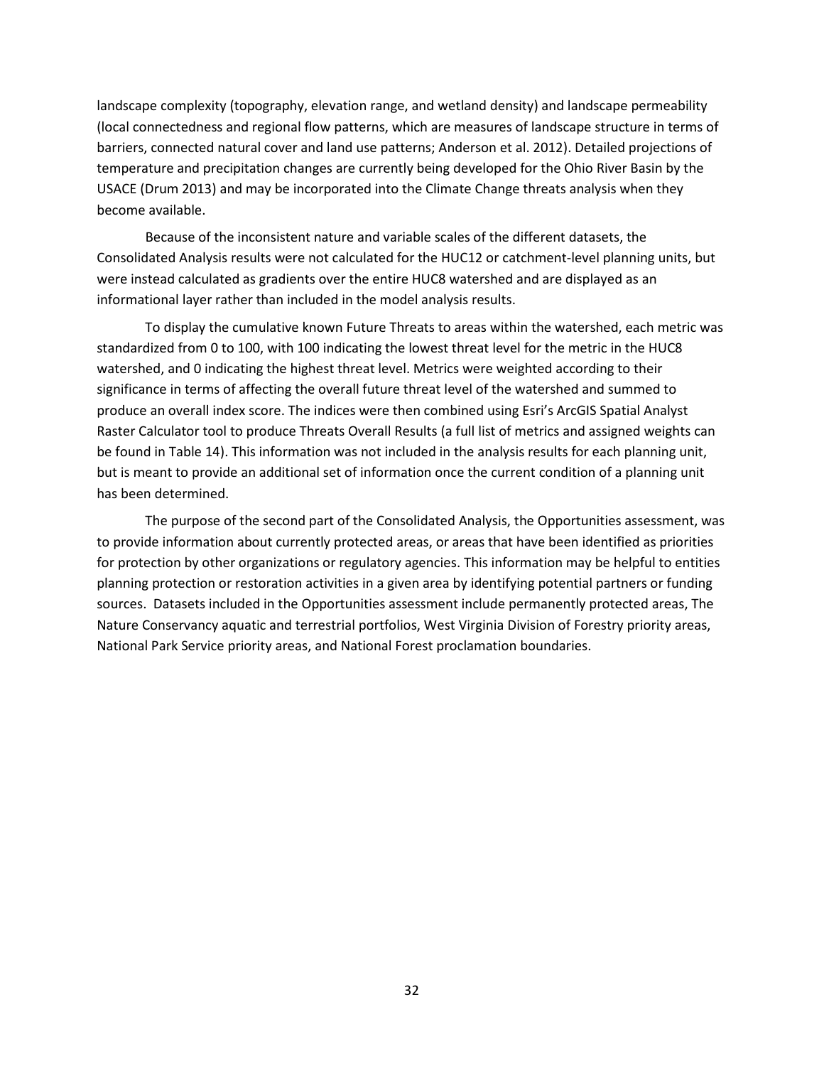landscape complexity (topography, elevation range, and wetland density) and landscape permeability (local connectedness and regional flow patterns, which are measures of landscape structure in terms of barriers, connected natural cover and land use patterns; Anderson et al. 2012). Detailed projections of temperature and precipitation changes are currently being developed for the Ohio River Basin by the USACE (Drum 2013) and may be incorporated into the Climate Change threats analysis when they become available.

Because of the inconsistent nature and variable scales of the different datasets, the Consolidated Analysis results were not calculated for the HUC12 or catchment-level planning units, but were instead calculated as gradients over the entire HUC8 watershed and are displayed as an informational layer rather than included in the model analysis results.

To display the cumulative known Future Threats to areas within the watershed, each metric was standardized from 0 to 100, with 100 indicating the lowest threat level for the metric in the HUC8 watershed, and 0 indicating the highest threat level. Metrics were weighted according to their significance in terms of affecting the overall future threat level of the watershed and summed to produce an overall index score. The indices were then combined using Esri's ArcGIS Spatial Analyst Raster Calculator tool to produce Threats Overall Results (a full list of metrics and assigned weights can be found in Table 14). This information was not included in the analysis results for each planning unit, but is meant to provide an additional set of information once the current condition of a planning unit has been determined.

The purpose of the second part of the Consolidated Analysis, the Opportunities assessment, was to provide information about currently protected areas, or areas that have been identified as priorities for protection by other organizations or regulatory agencies. This information may be helpful to entities planning protection or restoration activities in a given area by identifying potential partners or funding sources. Datasets included in the Opportunities assessment include permanently protected areas, The Nature Conservancy aquatic and terrestrial portfolios, West Virginia Division of Forestry priority areas, National Park Service priority areas, and National Forest proclamation boundaries.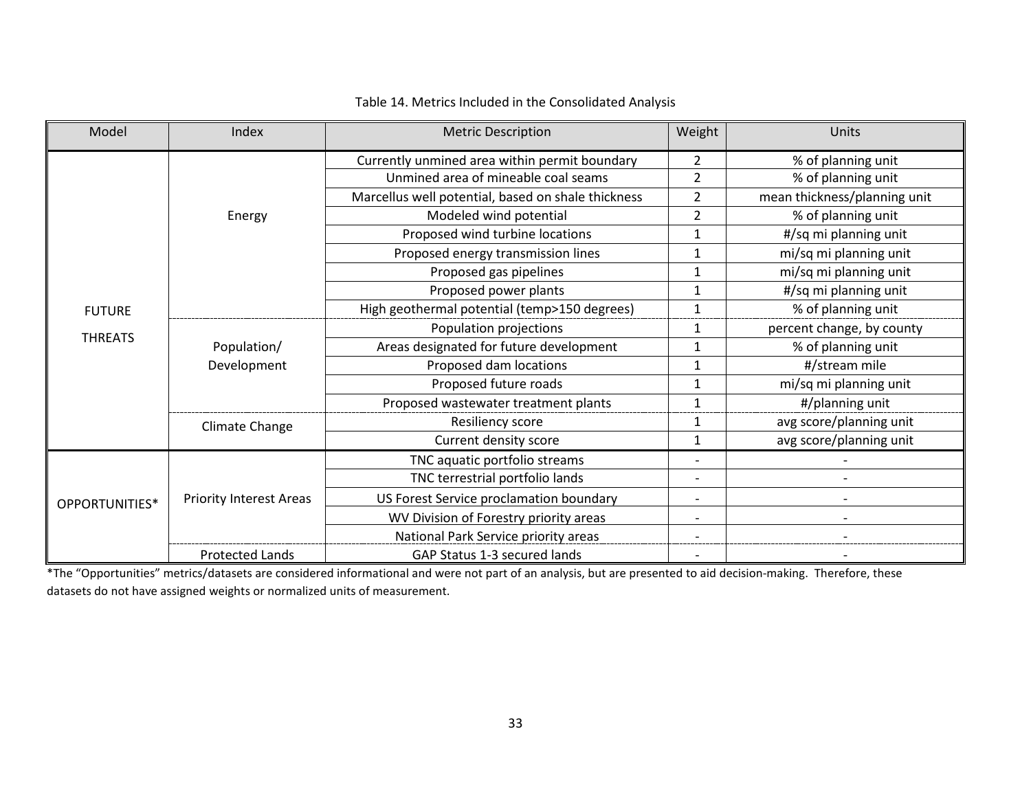Table 14. Metrics Included in the Consolidated Analysis

| Model | Index | Metric Description | Weight | Units |
|---|---|---|---|---|
| FUTURE THREATS | Energy | Currently unmined area within permit boundary | 2 | % of planning unit |
| | | Unmined area of mineable coal seams | 2 | % of planning unit |
| | | Marcellus well potential, based on shale thickness | 2 | mean thickness/planning unit |
| | | Modeled wind potential | 2 | % of planning unit |
| | | Proposed wind turbine locations | 1 | #/sq mi planning unit |
| | | Proposed energy transmission lines | 1 | mi/sq mi planning unit |
| | | Proposed gas pipelines | 1 | mi/sq mi planning unit |
| | | Proposed power plants | 1 | #/sq mi planning unit |
| | | High geothermal potential (temp>150 degrees) | 1 | % of planning unit |
| | Population/ Development | Population projections | 1 | percent change, by county |
| | | Areas designated for future development | 1 | % of planning unit |
| | | Proposed dam locations | 1 | #/stream mile |
| | | Proposed future roads | 1 | mi/sq mi planning unit |
| | | Proposed wastewater treatment plants | 1 | #/planning unit |
| | Climate Change | Resiliency score | 1 | avg score/planning unit |
| | | Current density score | 1 | avg score/planning unit |
| OPPORTUNITIES* | Priority Interest Areas | TNC aquatic portfolio streams | - | - |
| | | TNC terrestrial portfolio lands | - | - |
| | | US Forest Service proclamation boundary | - | - |
| | | WV Division of Forestry priority areas | - | - |
| | | National Park Service priority areas | - | - |
| | Protected Lands | GAP Status 1-3 secured lands | - | - |

*The "Opportunities" metrics/datasets are considered informational and were not part of an analysis, but are presented to aid decision-making. Therefore, these datasets do not have assigned weights or normalized units of measurement.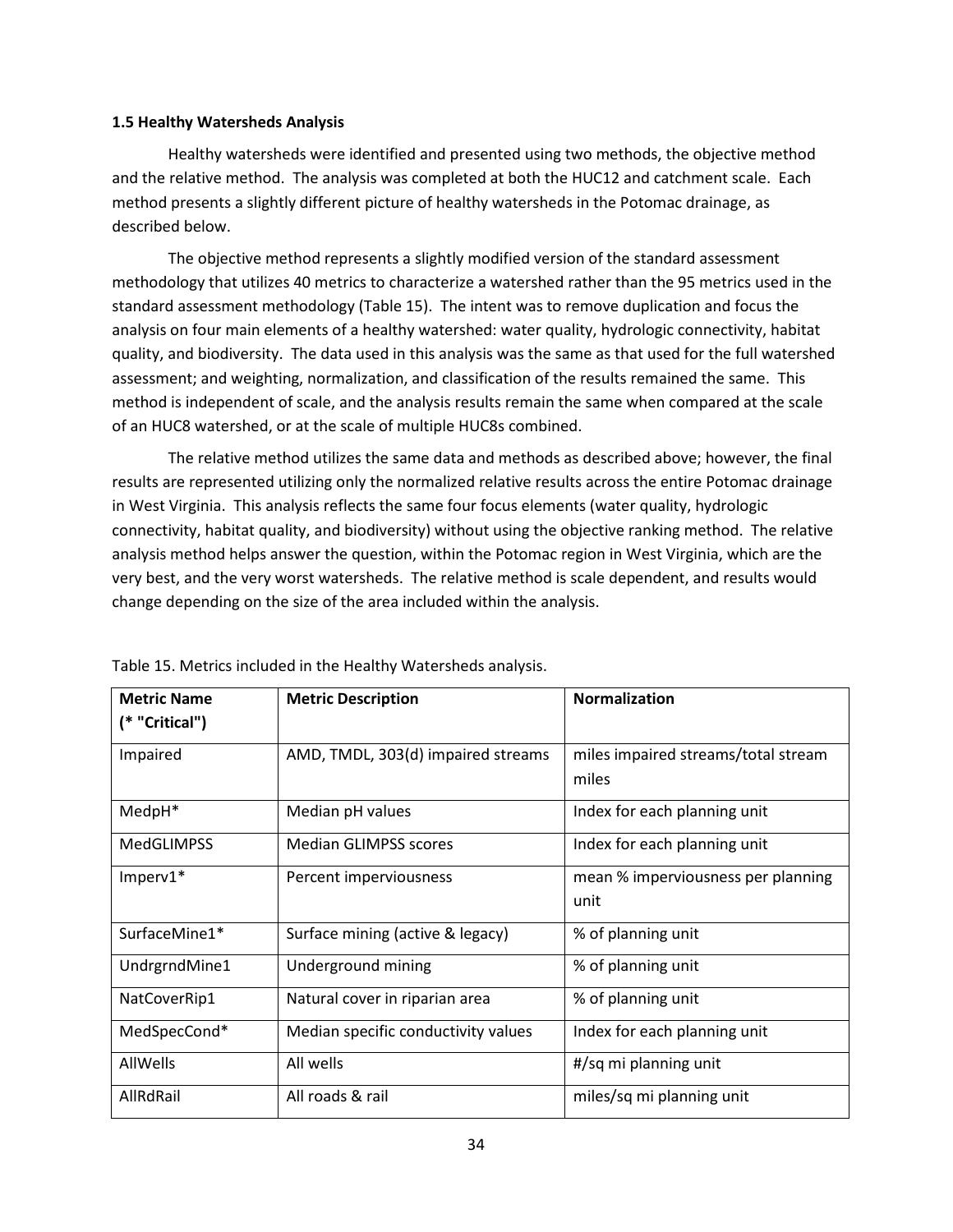### 1.5 Healthy Watersheds Analysis

Healthy watersheds were identified and presented using two methods, the objective method and the relative method. The analysis was completed at both the HUC12 and catchment scale. Each method presents a slightly different picture of healthy watersheds in the Potomac drainage, as described below.

The objective method represents a slightly modified version of the standard assessment methodology that utilizes 40 metrics to characterize a watershed rather than the 95 metrics used in the standard assessment methodology (Table 15). The intent was to remove duplication and focus the analysis on four main elements of a healthy watershed: water quality, hydrologic connectivity, habitat quality, and biodiversity. The data used in this analysis was the same as that used for the full watershed assessment; and weighting, normalization, and classification of the results remained the same. This method is independent of scale, and the analysis results remain the same when compared at the scale of an HUC8 watershed, or at the scale of multiple HUC8s combined.

The relative method utilizes the same data and methods as described above; however, the final results are represented utilizing only the normalized relative results across the entire Potomac drainage in West Virginia. This analysis reflects the same four focus elements (water quality, hydrologic connectivity, habitat quality, and biodiversity) without using the objective ranking method. The relative analysis method helps answer the question, within the Potomac region in West Virginia, which are the very best, and the very worst watersheds. The relative method is scale dependent, and results would change depending on the size of the area included within the analysis.

Table 15. Metrics included in the Healthy Watersheds analysis.

| Metric Name (* "Critical") | Metric Description | Normalization |
|---|---|---|
| Impaired | AMD, TMDL, 303(d) impaired streams | miles impaired streams/total stream miles |
| MedpH* | Median pH values | Index for each planning unit |
| MedGLIMPSS | Median GLIMPSS scores | Index for each planning unit |
| Imperv1* | Percent imperviousness | mean % imperviousness per planning unit |
| SurfaceMine1* | Surface mining (active & legacy) | % of planning unit |
| UndrgrndMine1 | Underground mining | % of planning unit |
| NatCoverRip1 | Natural cover in riparian area | % of planning unit |
| MedSpecCond* | Median specific conductivity values | Index for each planning unit |
| AllWells | All wells | #/sq mi planning unit |
| AllRdRail | All roads & rail | miles/sq mi planning unit |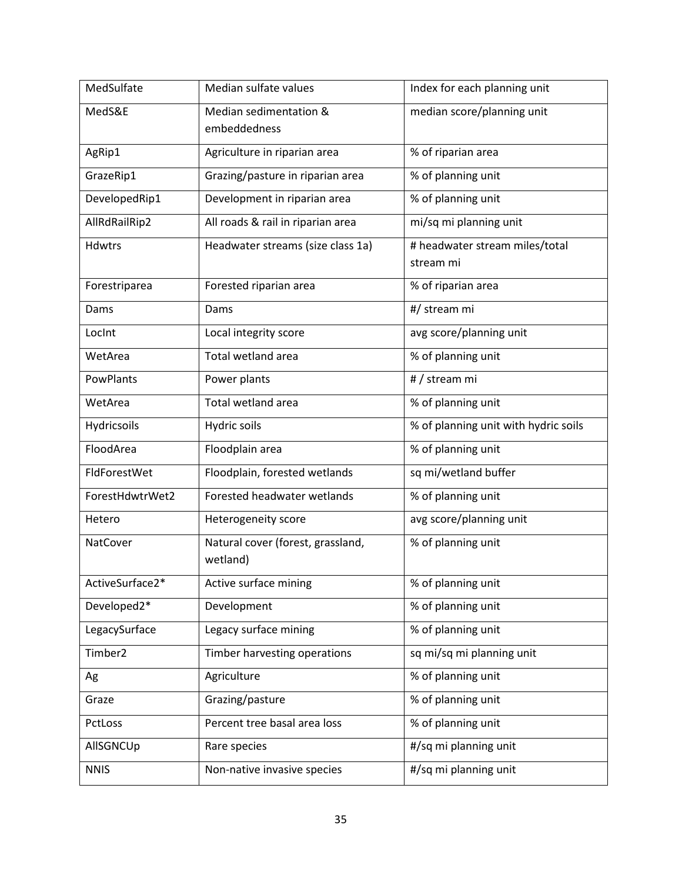| | | |
|---|---|---|
| MedSulfate | Median sulfate values | Index for each planning unit |
| MedS&E | Median sedimentation & embeddedness | median score/planning unit |
| AgRip1 | Agriculture in riparian area | % of riparian area |
| GrazeRip1 | Grazing/pasture in riparian area | % of planning unit |
| DevelopedRip1 | Development in riparian area | % of planning unit |
| AllRdRailRip2 | All roads & rail in riparian area | mi/sq mi planning unit |
| Hdwtrs | Headwater streams (size class 1a) | # headwater stream miles/total stream mi |
| Forestriparea | Forested riparian area | % of riparian area |
| Dams | Dams | #/ stream mi |
| LocInt | Local integrity score | avg score/planning unit |
| WetArea | Total wetland area | % of planning unit |
| PowPlants | Power plants | # / stream mi |
| WetArea | Total wetland area | % of planning unit |
| Hydricsoils | Hydric soils | % of planning unit with hydric soils |
| FloodArea | Floodplain area | % of planning unit |
| FldForestWet | Floodplain, forested wetlands | sq mi/wetland buffer |
| ForestHdwtrWet2 | Forested headwater wetlands | % of planning unit |
| Hetero | Heterogeneity score | avg score/planning unit |
| NatCover | Natural cover (forest, grassland, wetland) | % of planning unit |
| ActiveSurface2* | Active surface mining | % of planning unit |
| Developed2* | Development | % of planning unit |
| LegacySurface | Legacy surface mining | % of planning unit |
| Timber2 | Timber harvesting operations | sq mi/sq mi planning unit |
| Ag | Agriculture | % of planning unit |
| Graze | Grazing/pasture | % of planning unit |
| PctLoss | Percent tree basal area loss | % of planning unit |
| AllSGNCUp | Rare species | #/sq mi planning unit |
| NNIS | Non-native invasive species | #/sq mi planning unit |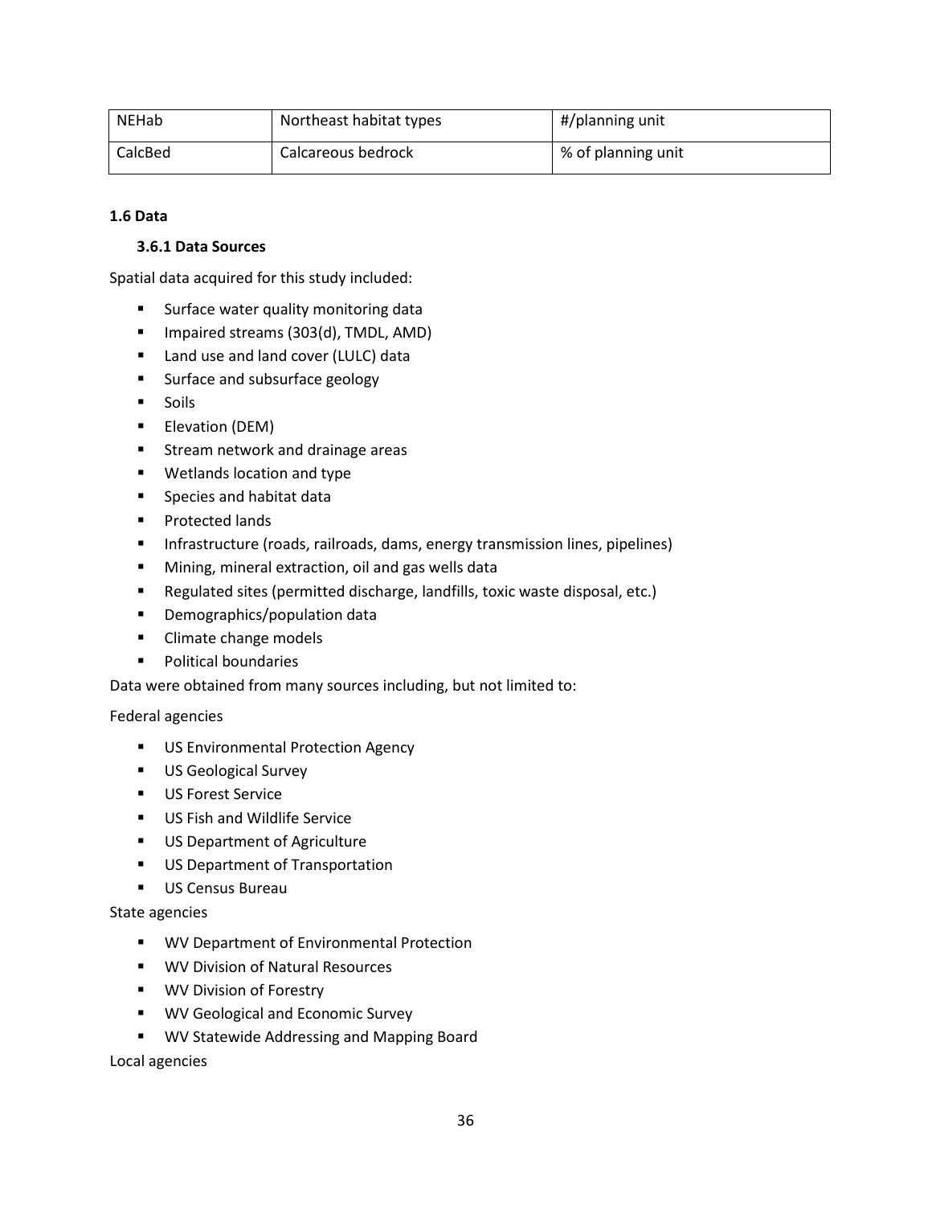| | | |
|---|---|---|
| NEHab | Northeast habitat types | #/planning unit |
| CalcBed | Calcareous bedrock | % of planning unit |

**1.6 Data**

**3.6.1 Data Sources**

Spatial data acquired for this study included:

- Surface water quality monitoring data
- Impaired streams (303(d), TMDL, AMD)
- Land use and land cover (LULC) data
- Surface and subsurface geology
- Soils
- Elevation (DEM)
- Stream network and drainage areas
- Wetlands location and type
- Species and habitat data
- Protected lands
- Infrastructure (roads, railroads, dams, energy transmission lines, pipelines)
- Mining, mineral extraction, oil and gas wells data
- Regulated sites (permitted discharge, landfills, toxic waste disposal, etc.)
- Demographics/population data
- Climate change models
- Political boundaries

Data were obtained from many sources including, but not limited to:

Federal agencies

- US Environmental Protection Agency
- US Geological Survey
- US Forest Service
- US Fish and Wildlife Service
- US Department of Agriculture
- US Department of Transportation
- US Census Bureau

State agencies

- WV Department of Environmental Protection
- WV Division of Natural Resources
- WV Division of Forestry
- WV Geological and Economic Survey
- WV Statewide Addressing and Mapping Board

Local agencies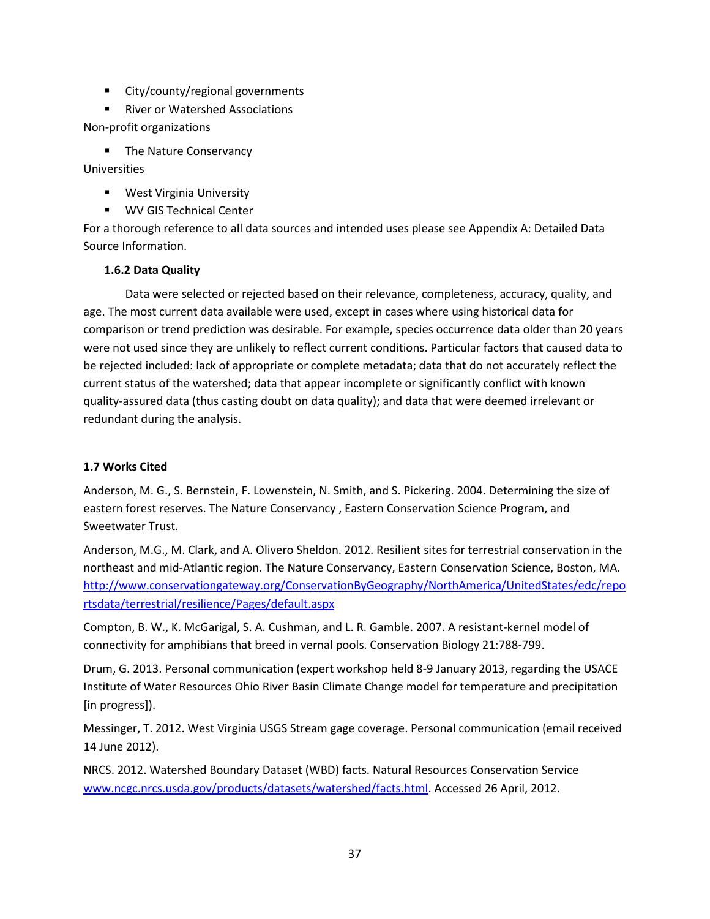- City/county/regional governments
- River or Watershed Associations

Non-profit organizations

- The Nature Conservancy

Universities

- West Virginia University
- WV GIS Technical Center

For a thorough reference to all data sources and intended uses please see Appendix A: Detailed Data Source Information.

### 1.6.2 Data Quality

Data were selected or rejected based on their relevance, completeness, accuracy, quality, and age. The most current data available were used, except in cases where using historical data for comparison or trend prediction was desirable. For example, species occurrence data older than 20 years were not used since they are unlikely to reflect current conditions. Particular factors that caused data to be rejected included: lack of appropriate or complete metadata; data that do not accurately reflect the current status of the watershed; data that appear incomplete or significantly conflict with known quality-assured data (thus casting doubt on data quality); and data that were deemed irrelevant or redundant during the analysis.

## 1.7 Works Cited

Anderson, M. G., S. Bernstein, F. Lowenstein, N. Smith, and S. Pickering. 2004. Determining the size of eastern forest reserves. The Nature Conservancy , Eastern Conservation Science Program, and Sweetwater Trust.

Anderson, M.G., M. Clark, and A. Olivero Sheldon. 2012. Resilient sites for terrestrial conservation in the northeast and mid-Atlantic region. The Nature Conservancy, Eastern Conservation Science, Boston, MA. http://www.conservationgateway.org/ConservationByGeography/NorthAmerica/UnitedStates/edc/reportsdata/terrestrial/resilience/Pages/default.aspx

Compton, B. W., K. McGarigal, S. A. Cushman, and L. R. Gamble. 2007. A resistant-kernel model of connectivity for amphibians that breed in vernal pools. Conservation Biology 21:788-799.

Drum, G. 2013. Personal communication (expert workshop held 8-9 January 2013, regarding the USACE Institute of Water Resources Ohio River Basin Climate Change model for temperature and precipitation [in progress]).

Messinger, T. 2012. West Virginia USGS Stream gage coverage. Personal communication (email received 14 June 2012).

NRCS. 2012. Watershed Boundary Dataset (WBD) facts. Natural Resources Conservation Service www.ncgc.nrcs.usda.gov/products/datasets/watershed/facts.html. Accessed 26 April, 2012.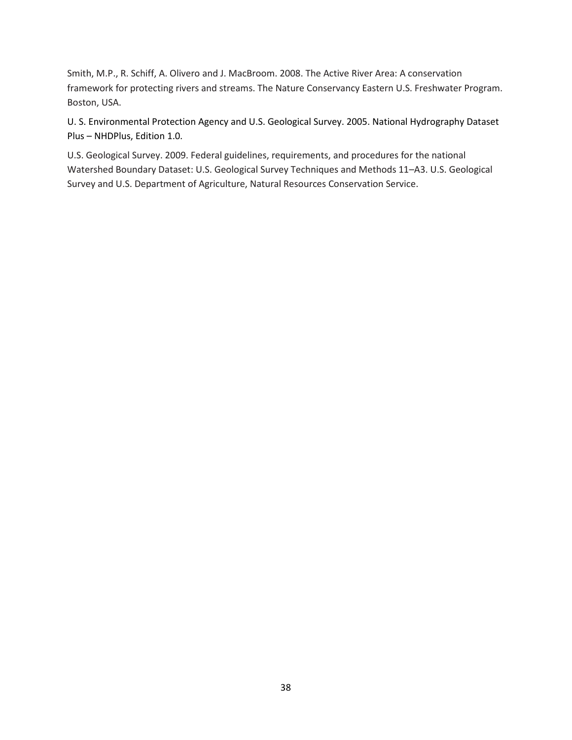Smith, M.P., R. Schiff, A. Olivero and J. MacBroom. 2008. The Active River Area: A conservation framework for protecting rivers and streams. The Nature Conservancy Eastern U.S. Freshwater Program. Boston, USA.

U. S. Environmental Protection Agency and U.S. Geological Survey. 2005. National Hydrography Dataset Plus – NHDPlus, Edition 1.0.

U.S. Geological Survey. 2009. Federal guidelines, requirements, and procedures for the national Watershed Boundary Dataset: U.S. Geological Survey Techniques and Methods 11–A3. U.S. Geological Survey and U.S. Department of Agriculture, Natural Resources Conservation Service.